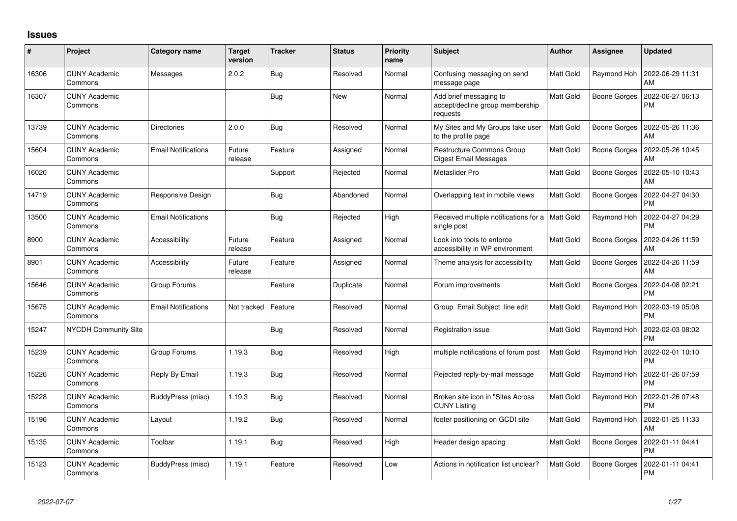## Issues

| # | Project | Category name | Target version | Tracker | Status | Priority name | Subject | Author | Assignee | Updated |
|---|---|---|---|---|---|---|---|---|---|---|
| 16306 | CUNY Academic Commons | Messages | 2.0.2 | Bug | Resolved | Normal | Confusing messaging on send message page | Matt Gold | Raymond Hoh | 2022-06-29 11:31 AM |
| 16307 | CUNY Academic Commons | | | Bug | New | Normal | Add brief messaging to accept/decline group membership requests | Matt Gold | Boone Gorges | 2022-06-27 06:13 PM |
| 13739 | CUNY Academic Commons | Directories | 2.0.0 | Bug | Resolved | Normal | My Sites and My Groups take user to the profile page | Matt Gold | Boone Gorges | 2022-05-26 11:36 AM |
| 15604 | CUNY Academic Commons | Email Notifications | Future release | Feature | Assigned | Normal | Restructure Commons Group Digest Email Messages | Matt Gold | Boone Gorges | 2022-05-26 10:45 AM |
| 16020 | CUNY Academic Commons | | | Support | Rejected | Normal | Metaslider Pro | Matt Gold | Boone Gorges | 2022-05-10 10:43 AM |
| 14719 | CUNY Academic Commons | Responsive Design | | Bug | Abandoned | Normal | Overlapping text in mobile views | Matt Gold | Boone Gorges | 2022-04-27 04:30 PM |
| 13500 | CUNY Academic Commons | Email Notifications | | Bug | Rejected | High | Received multiple notifications for a single post | Matt Gold | Raymond Hoh | 2022-04-27 04:29 PM |
| 8900 | CUNY Academic Commons | Accessibility | Future release | Feature | Assigned | Normal | Look into tools to enforce accessibility in WP environment | Matt Gold | Boone Gorges | 2022-04-26 11:59 AM |
| 8901 | CUNY Academic Commons | Accessibility | Future release | Feature | Assigned | Normal | Theme analysis for accessibility | Matt Gold | Boone Gorges | 2022-04-26 11:59 AM |
| 15646 | CUNY Academic Commons | Group Forums | | Feature | Duplicate | Normal | Forum improvements | Matt Gold | Boone Gorges | 2022-04-08 02:21 PM |
| 15675 | CUNY Academic Commons | Email Notifications | Not tracked | Feature | Resolved | Normal | Group Email Subject line edit | Matt Gold | Raymond Hoh | 2022-03-19 05:08 PM |
| 15247 | NYCDH Community Site | | | Bug | Resolved | Normal | Registration issue | Matt Gold | Raymond Hoh | 2022-02-03 08:02 PM |
| 15239 | CUNY Academic Commons | Group Forums | 1.19.3 | Bug | Resolved | High | multiple notifications of forum post | Matt Gold | Raymond Hoh | 2022-02-01 10:10 PM |
| 15226 | CUNY Academic Commons | Reply By Email | 1.19.3 | Bug | Resolved | Normal | Rejected reply-by-mail message | Matt Gold | Raymond Hoh | 2022-01-26 07:59 PM |
| 15228 | CUNY Academic Commons | BuddyPress (misc) | 1.19.3 | Bug | Resolved | Normal | Broken site icon in "Sites Across CUNY Listing | Matt Gold | Raymond Hoh | 2022-01-26 07:48 PM |
| 15196 | CUNY Academic Commons | Layout | 1.19.2 | Bug | Resolved | Normal | footer positioning on GCDI site | Matt Gold | Raymond Hoh | 2022-01-25 11:33 AM |
| 15135 | CUNY Academic Commons | Toolbar | 1.19.1 | Bug | Resolved | High | Header design spacing | Matt Gold | Boone Gorges | 2022-01-11 04:41 PM |
| 15123 | CUNY Academic Commons | BuddyPress (misc) | 1.19.1 | Feature | Resolved | Low | Actions in notification list unclear? | Matt Gold | Boone Gorges | 2022-01-11 04:41 PM |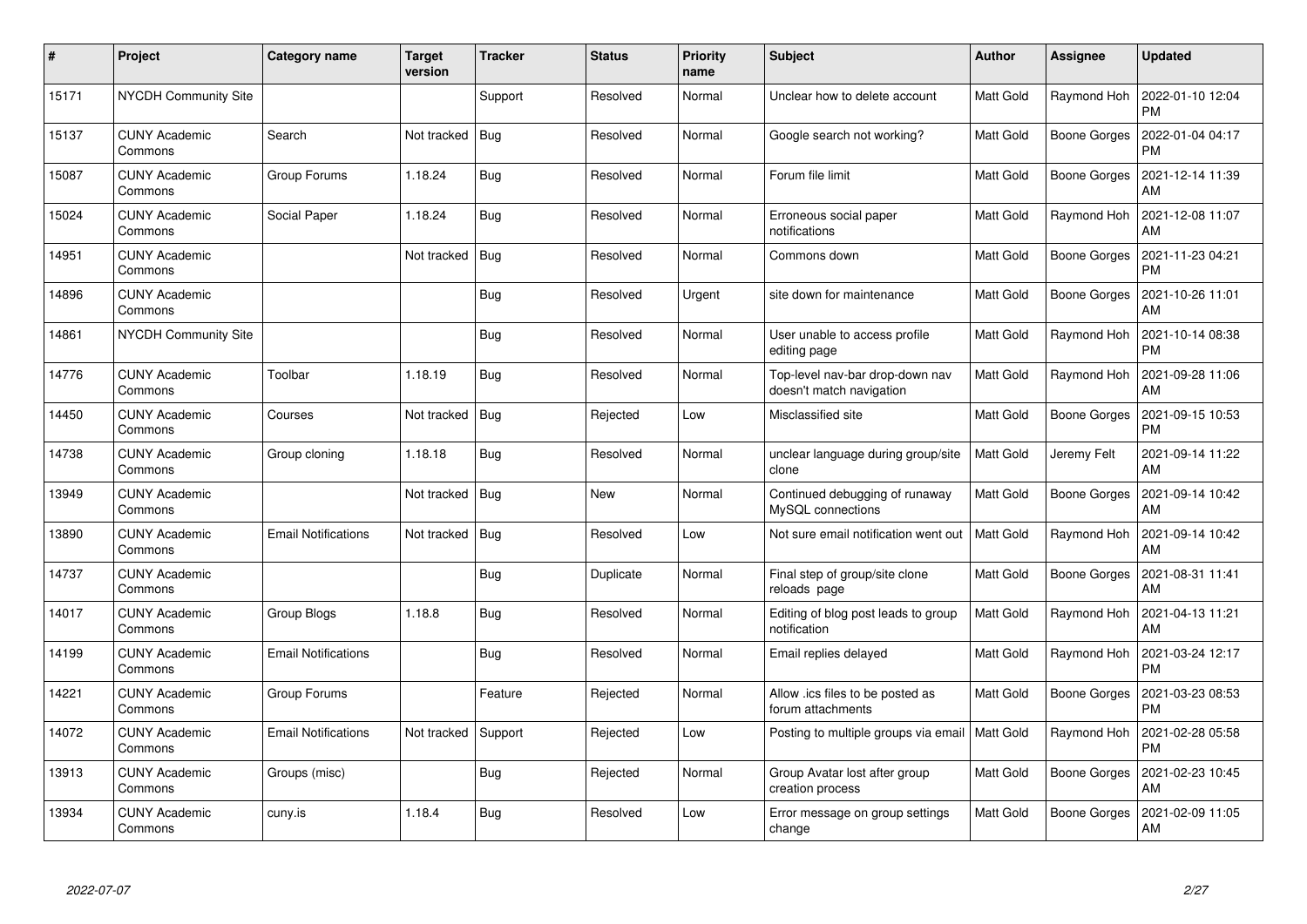| # | Project | Category name | Target version | Tracker | Status | Priority name | Subject | Author | Assignee | Updated |
|---|---|---|---|---|---|---|---|---|---|---|
| 15171 | NYCDH Community Site | | | Support | Resolved | Normal | Unclear how to delete account | Matt Gold | Raymond Hoh | 2022-01-10 12:04 PM |
| 15137 | CUNY Academic Commons | Search | Not tracked | Bug | Resolved | Normal | Google search not working? | Matt Gold | Boone Gorges | 2022-01-04 04:17 PM |
| 15087 | CUNY Academic Commons | Group Forums | 1.18.24 | Bug | Resolved | Normal | Forum file limit | Matt Gold | Boone Gorges | 2021-12-14 11:39 AM |
| 15024 | CUNY Academic Commons | Social Paper | 1.18.24 | Bug | Resolved | Normal | Erroneous social paper notifications | Matt Gold | Raymond Hoh | 2021-12-08 11:07 AM |
| 14951 | CUNY Academic Commons | | Not tracked | Bug | Resolved | Normal | Commons down | Matt Gold | Boone Gorges | 2021-11-23 04:21 PM |
| 14896 | CUNY Academic Commons | | | Bug | Resolved | Urgent | site down for maintenance | Matt Gold | Boone Gorges | 2021-10-26 11:01 AM |
| 14861 | NYCDH Community Site | | | Bug | Resolved | Normal | User unable to access profile editing page | Matt Gold | Raymond Hoh | 2021-10-14 08:38 PM |
| 14776 | CUNY Academic Commons | Toolbar | 1.18.19 | Bug | Resolved | Normal | Top-level nav-bar drop-down nav doesn't match navigation | Matt Gold | Raymond Hoh | 2021-09-28 11:06 AM |
| 14450 | CUNY Academic Commons | Courses | Not tracked | Bug | Rejected | Low | Misclassified site | Matt Gold | Boone Gorges | 2021-09-15 10:53 PM |
| 14738 | CUNY Academic Commons | Group cloning | 1.18.18 | Bug | Resolved | Normal | unclear language during group/site clone | Matt Gold | Jeremy Felt | 2021-09-14 11:22 AM |
| 13949 | CUNY Academic Commons | | Not tracked | Bug | New | Normal | Continued debugging of runaway MySQL connections | Matt Gold | Boone Gorges | 2021-09-14 10:42 AM |
| 13890 | CUNY Academic Commons | Email Notifications | Not tracked | Bug | Resolved | Low | Not sure email notification went out | Matt Gold | Raymond Hoh | 2021-09-14 10:42 AM |
| 14737 | CUNY Academic Commons | | | Bug | Duplicate | Normal | Final step of group/site clone reloads page | Matt Gold | Boone Gorges | 2021-08-31 11:41 AM |
| 14017 | CUNY Academic Commons | Group Blogs | 1.18.8 | Bug | Resolved | Normal | Editing of blog post leads to group notification | Matt Gold | Raymond Hoh | 2021-04-13 11:21 AM |
| 14199 | CUNY Academic Commons | Email Notifications | | Bug | Resolved | Normal | Email replies delayed | Matt Gold | Raymond Hoh | 2021-03-24 12:17 PM |
| 14221 | CUNY Academic Commons | Group Forums | | Feature | Rejected | Normal | Allow .ics files to be posted as forum attachments | Matt Gold | Boone Gorges | 2021-03-23 08:53 PM |
| 14072 | CUNY Academic Commons | Email Notifications | Not tracked | Support | Rejected | Low | Posting to multiple groups via email | Matt Gold | Raymond Hoh | 2021-02-28 05:58 PM |
| 13913 | CUNY Academic Commons | Groups (misc) | | Bug | Rejected | Normal | Group Avatar lost after group creation process | Matt Gold | Boone Gorges | 2021-02-23 10:45 AM |
| 13934 | CUNY Academic Commons | cuny.is | 1.18.4 | Bug | Resolved | Low | Error message on group settings change | Matt Gold | Boone Gorges | 2021-02-09 11:05 AM |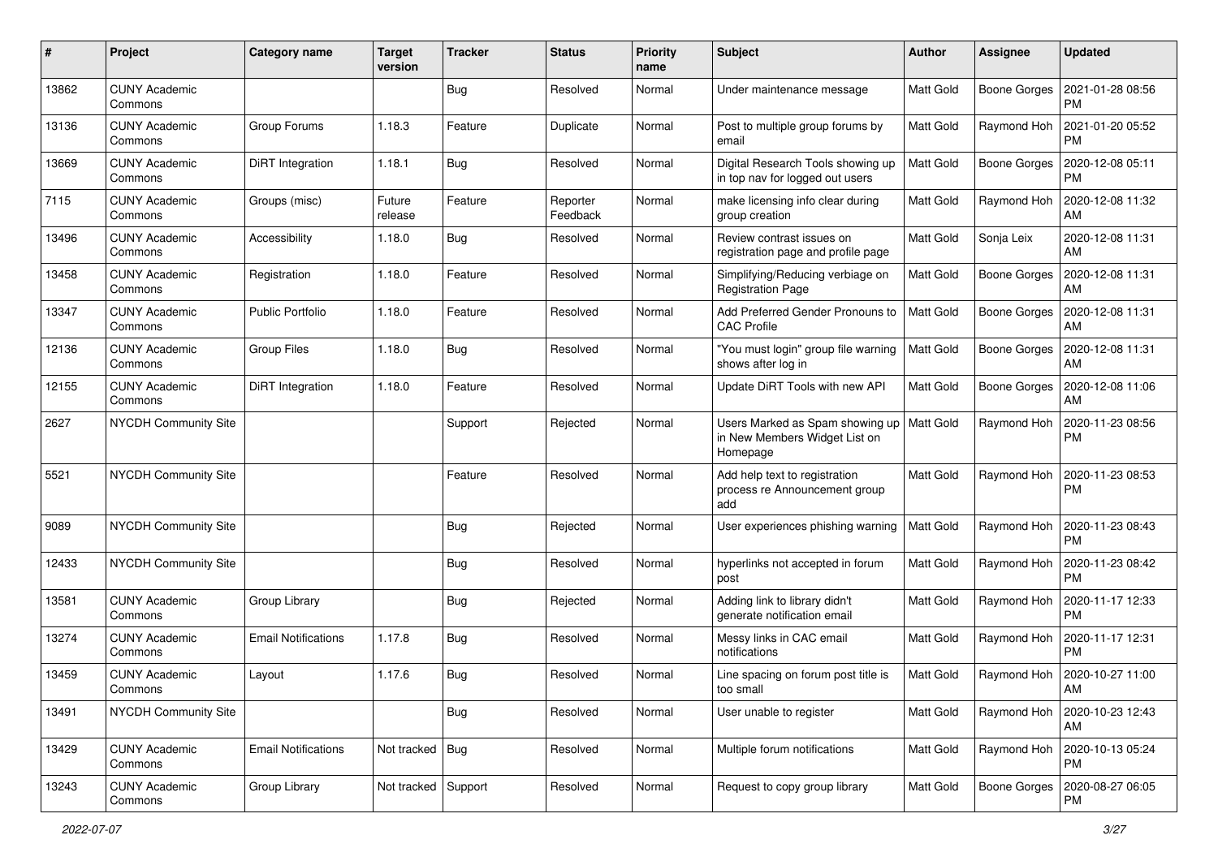| # | Project | Category name | Target version | Tracker | Status | Priority name | Subject | Author | Assignee | Updated |
|---|---|---|---|---|---|---|---|---|---|---|
| 13862 | CUNY Academic Commons | | | Bug | Resolved | Normal | Under maintenance message | Matt Gold | Boone Gorges | 2021-01-28 08:56 PM |
| 13136 | CUNY Academic Commons | Group Forums | 1.18.3 | Feature | Duplicate | Normal | Post to multiple group forums by email | Matt Gold | Raymond Hoh | 2021-01-20 05:52 PM |
| 13669 | CUNY Academic Commons | DiRT Integration | 1.18.1 | Bug | Resolved | Normal | Digital Research Tools showing up in top nav for logged out users | Matt Gold | Boone Gorges | 2020-12-08 05:11 PM |
| 7115 | CUNY Academic Commons | Groups (misc) | Future release | Feature | Reporter Feedback | Normal | make licensing info clear during group creation | Matt Gold | Raymond Hoh | 2020-12-08 11:32 AM |
| 13496 | CUNY Academic Commons | Accessibility | 1.18.0 | Bug | Resolved | Normal | Review contrast issues on registration page and profile page | Matt Gold | Sonja Leix | 2020-12-08 11:31 AM |
| 13458 | CUNY Academic Commons | Registration | 1.18.0 | Feature | Resolved | Normal | Simplifying/Reducing verbiage on Registration Page | Matt Gold | Boone Gorges | 2020-12-08 11:31 AM |
| 13347 | CUNY Academic Commons | Public Portfolio | 1.18.0 | Feature | Resolved | Normal | Add Preferred Gender Pronouns to CAC Profile | Matt Gold | Boone Gorges | 2020-12-08 11:31 AM |
| 12136 | CUNY Academic Commons | Group Files | 1.18.0 | Bug | Resolved | Normal | "You must login" group file warning shows after log in | Matt Gold | Boone Gorges | 2020-12-08 11:31 AM |
| 12155 | CUNY Academic Commons | DiRT Integration | 1.18.0 | Feature | Resolved | Normal | Update DiRT Tools with new API | Matt Gold | Boone Gorges | 2020-12-08 11:06 AM |
| 2627 | NYCDH Community Site | | | Support | Rejected | Normal | Users Marked as Spam showing up in New Members Widget List on Homepage | Matt Gold | Raymond Hoh | 2020-11-23 08:56 PM |
| 5521 | NYCDH Community Site | | | Feature | Resolved | Normal | Add help text to registration process re Announcement group add | Matt Gold | Raymond Hoh | 2020-11-23 08:53 PM |
| 9089 | NYCDH Community Site | | | Bug | Rejected | Normal | User experiences phishing warning | Matt Gold | Raymond Hoh | 2020-11-23 08:43 PM |
| 12433 | NYCDH Community Site | | | Bug | Resolved | Normal | hyperlinks not accepted in forum post | Matt Gold | Raymond Hoh | 2020-11-23 08:42 PM |
| 13581 | CUNY Academic Commons | Group Library | | Bug | Rejected | Normal | Adding link to library didn't generate notification email | Matt Gold | Raymond Hoh | 2020-11-17 12:33 PM |
| 13274 | CUNY Academic Commons | Email Notifications | 1.17.8 | Bug | Resolved | Normal | Messy links in CAC email notifications | Matt Gold | Raymond Hoh | 2020-11-17 12:31 PM |
| 13459 | CUNY Academic Commons | Layout | 1.17.6 | Bug | Resolved | Normal | Line spacing on forum post title is too small | Matt Gold | Raymond Hoh | 2020-10-27 11:00 AM |
| 13491 | NYCDH Community Site | | | Bug | Resolved | Normal | User unable to register | Matt Gold | Raymond Hoh | 2020-10-23 12:43 AM |
| 13429 | CUNY Academic Commons | Email Notifications | Not tracked | Bug | Resolved | Normal | Multiple forum notifications | Matt Gold | Raymond Hoh | 2020-10-13 05:24 PM |
| 13243 | CUNY Academic Commons | Group Library | Not tracked | Support | Resolved | Normal | Request to copy group library | Matt Gold | Boone Gorges | 2020-08-27 06:05 PM |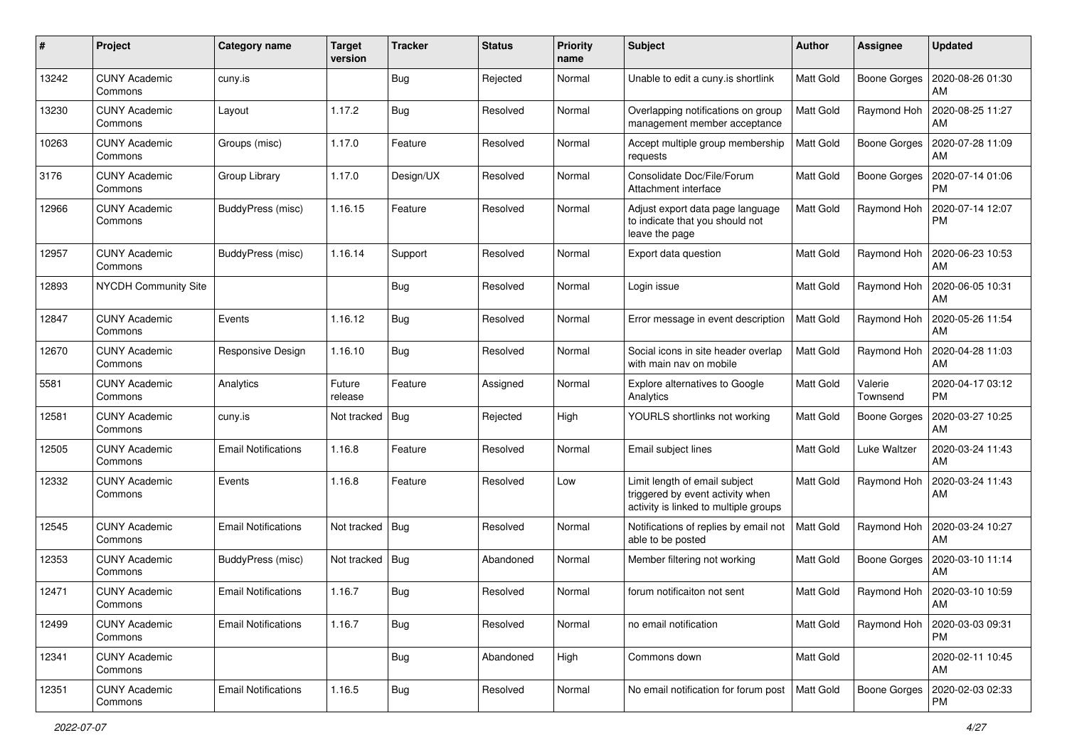| # | Project | Category name | Target version | Tracker | Status | Priority name | Subject | Author | Assignee | Updated |
|---|---|---|---|---|---|---|---|---|---|---|
| 13242 | CUNY Academic Commons | cuny.is | | Bug | Rejected | Normal | Unable to edit a cuny.is shortlink | Matt Gold | Boone Gorges | 2020-08-26 01:30 AM |
| 13230 | CUNY Academic Commons | Layout | 1.17.2 | Bug | Resolved | Normal | Overlapping notifications on group management member acceptance | Matt Gold | Raymond Hoh | 2020-08-25 11:27 AM |
| 10263 | CUNY Academic Commons | Groups (misc) | 1.17.0 | Feature | Resolved | Normal | Accept multiple group membership requests | Matt Gold | Boone Gorges | 2020-07-28 11:09 AM |
| 3176 | CUNY Academic Commons | Group Library | 1.17.0 | Design/UX | Resolved | Normal | Consolidate Doc/File/Forum Attachment interface | Matt Gold | Boone Gorges | 2020-07-14 01:06 PM |
| 12966 | CUNY Academic Commons | BuddyPress (misc) | 1.16.15 | Feature | Resolved | Normal | Adjust export data page language to indicate that you should not leave the page | Matt Gold | Raymond Hoh | 2020-07-14 12:07 PM |
| 12957 | CUNY Academic Commons | BuddyPress (misc) | 1.16.14 | Support | Resolved | Normal | Export data question | Matt Gold | Raymond Hoh | 2020-06-23 10:53 AM |
| 12893 | NYCDH Community Site | | | Bug | Resolved | Normal | Login issue | Matt Gold | Raymond Hoh | 2020-06-05 10:31 AM |
| 12847 | CUNY Academic Commons | Events | 1.16.12 | Bug | Resolved | Normal | Error message in event description | Matt Gold | Raymond Hoh | 2020-05-26 11:54 AM |
| 12670 | CUNY Academic Commons | Responsive Design | 1.16.10 | Bug | Resolved | Normal | Social icons in site header overlap with main nav on mobile | Matt Gold | Raymond Hoh | 2020-04-28 11:03 AM |
| 5581 | CUNY Academic Commons | Analytics | Future release | Feature | Assigned | Normal | Explore alternatives to Google Analytics | Matt Gold | Valerie Townsend | 2020-04-17 03:12 PM |
| 12581 | CUNY Academic Commons | cuny.is | Not tracked | Bug | Rejected | High | YOURLS shortlinks not working | Matt Gold | Boone Gorges | 2020-03-27 10:25 AM |
| 12505 | CUNY Academic Commons | Email Notifications | 1.16.8 | Feature | Resolved | Normal | Email subject lines | Matt Gold | Luke Waltzer | 2020-03-24 11:43 AM |
| 12332 | CUNY Academic Commons | Events | 1.16.8 | Feature | Resolved | Low | Limit length of email subject triggered by event activity when activity is linked to multiple groups | Matt Gold | Raymond Hoh | 2020-03-24 11:43 AM |
| 12545 | CUNY Academic Commons | Email Notifications | Not tracked | Bug | Resolved | Normal | Notifications of replies by email not able to be posted | Matt Gold | Raymond Hoh | 2020-03-24 10:27 AM |
| 12353 | CUNY Academic Commons | BuddyPress (misc) | Not tracked | Bug | Abandoned | Normal | Member filtering not working | Matt Gold | Boone Gorges | 2020-03-10 11:14 AM |
| 12471 | CUNY Academic Commons | Email Notifications | 1.16.7 | Bug | Resolved | Normal | forum notificaiton not sent | Matt Gold | Raymond Hoh | 2020-03-10 10:59 AM |
| 12499 | CUNY Academic Commons | Email Notifications | 1.16.7 | Bug | Resolved | Normal | no email notification | Matt Gold | Raymond Hoh | 2020-03-03 09:31 PM |
| 12341 | CUNY Academic Commons | | | Bug | Abandoned | High | Commons down | Matt Gold | | 2020-02-11 10:45 AM |
| 12351 | CUNY Academic Commons | Email Notifications | 1.16.5 | Bug | Resolved | Normal | No email notification for forum post | Matt Gold | Boone Gorges | 2020-02-03 02:33 PM |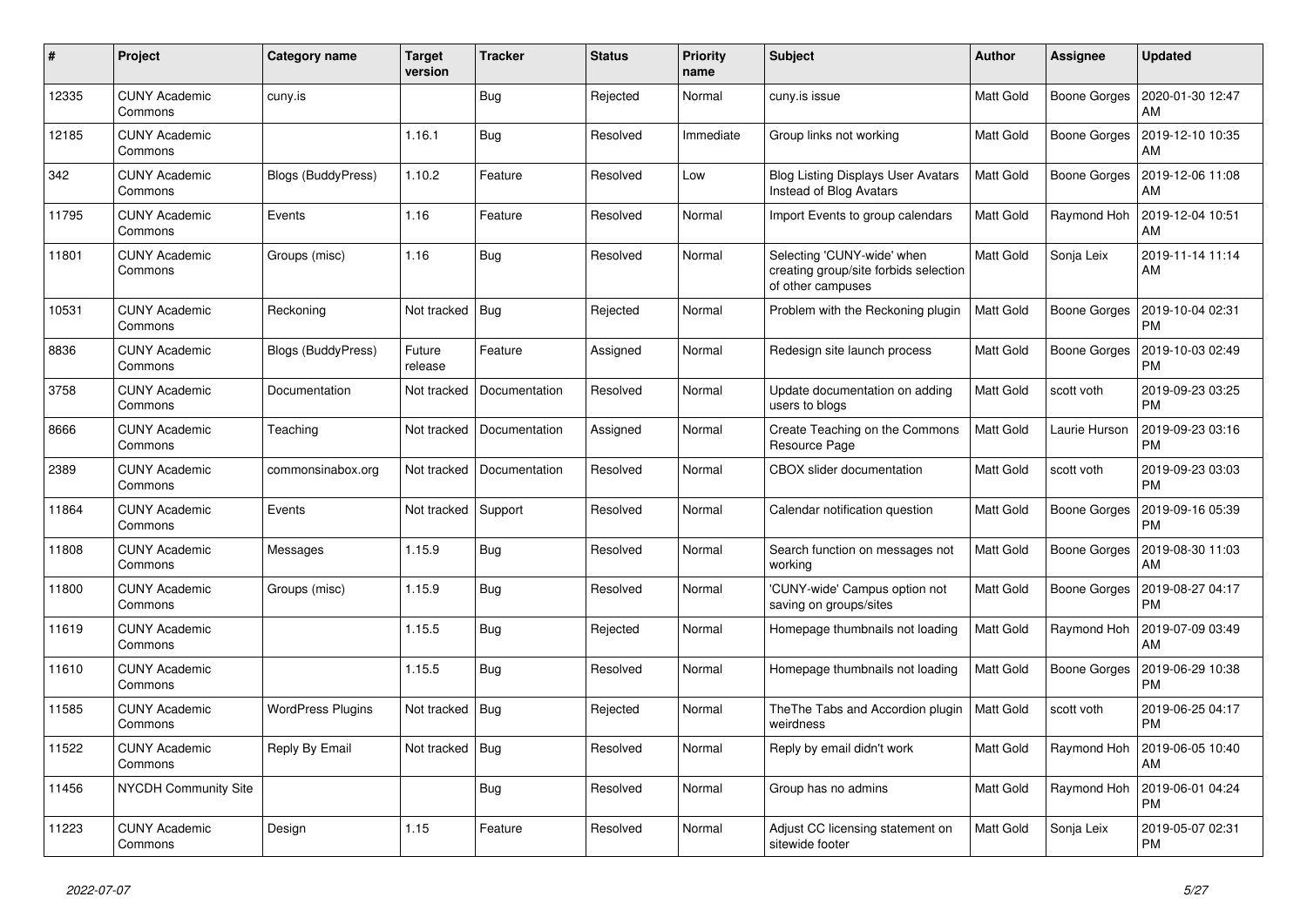| # | Project | Category name | Target version | Tracker | Status | Priority name | Subject | Author | Assignee | Updated |
|---|---|---|---|---|---|---|---|---|---|---|
| 12335 | CUNY Academic Commons | cuny.is | | Bug | Rejected | Normal | cuny.is issue | Matt Gold | Boone Gorges | 2020-01-30 12:47 AM |
| 12185 | CUNY Academic Commons | | 1.16.1 | Bug | Resolved | Immediate | Group links not working | Matt Gold | Boone Gorges | 2019-12-10 10:35 AM |
| 342 | CUNY Academic Commons | Blogs (BuddyPress) | 1.10.2 | Feature | Resolved | Low | Blog Listing Displays User Avatars Instead of Blog Avatars | Matt Gold | Boone Gorges | 2019-12-06 11:08 AM |
| 11795 | CUNY Academic Commons | Events | 1.16 | Feature | Resolved | Normal | Import Events to group calendars | Matt Gold | Raymond Hoh | 2019-12-04 10:51 AM |
| 11801 | CUNY Academic Commons | Groups (misc) | 1.16 | Bug | Resolved | Normal | Selecting 'CUNY-wide' when creating group/site forbids selection of other campuses | Matt Gold | Sonja Leix | 2019-11-14 11:14 AM |
| 10531 | CUNY Academic Commons | Reckoning | Not tracked | Bug | Rejected | Normal | Problem with the Reckoning plugin | Matt Gold | Boone Gorges | 2019-10-04 02:31 PM |
| 8836 | CUNY Academic Commons | Blogs (BuddyPress) | Future release | Feature | Assigned | Normal | Redesign site launch process | Matt Gold | Boone Gorges | 2019-10-03 02:49 PM |
| 3758 | CUNY Academic Commons | Documentation | Not tracked | Documentation | Resolved | Normal | Update documentation on adding users to blogs | Matt Gold | scott voth | 2019-09-23 03:25 PM |
| 8666 | CUNY Academic Commons | Teaching | Not tracked | Documentation | Assigned | Normal | Create Teaching on the Commons Resource Page | Matt Gold | Laurie Hurson | 2019-09-23 03:16 PM |
| 2389 | CUNY Academic Commons | commonsinabox.org | Not tracked | Documentation | Resolved | Normal | CBOX slider documentation | Matt Gold | scott voth | 2019-09-23 03:03 PM |
| 11864 | CUNY Academic Commons | Events | Not tracked | Support | Resolved | Normal | Calendar notification question | Matt Gold | Boone Gorges | 2019-09-16 05:39 PM |
| 11808 | CUNY Academic Commons | Messages | 1.15.9 | Bug | Resolved | Normal | Search function on messages not working | Matt Gold | Boone Gorges | 2019-08-30 11:03 AM |
| 11800 | CUNY Academic Commons | Groups (misc) | 1.15.9 | Bug | Resolved | Normal | 'CUNY-wide' Campus option not saving on groups/sites | Matt Gold | Boone Gorges | 2019-08-27 04:17 PM |
| 11619 | CUNY Academic Commons | | 1.15.5 | Bug | Rejected | Normal | Homepage thumbnails not loading | Matt Gold | Raymond Hoh | 2019-07-09 03:49 AM |
| 11610 | CUNY Academic Commons | | 1.15.5 | Bug | Resolved | Normal | Homepage thumbnails not loading | Matt Gold | Boone Gorges | 2019-06-29 10:38 PM |
| 11585 | CUNY Academic Commons | WordPress Plugins | Not tracked | Bug | Rejected | Normal | TheThe Tabs and Accordion plugin weirdness | Matt Gold | scott voth | 2019-06-25 04:17 PM |
| 11522 | CUNY Academic Commons | Reply By Email | Not tracked | Bug | Resolved | Normal | Reply by email didn't work | Matt Gold | Raymond Hoh | 2019-06-05 10:40 AM |
| 11456 | NYCDH Community Site | | | Bug | Resolved | Normal | Group has no admins | Matt Gold | Raymond Hoh | 2019-06-01 04:24 PM |
| 11223 | CUNY Academic Commons | Design | 1.15 | Feature | Resolved | Normal | Adjust CC licensing statement on sitewide footer | Matt Gold | Sonja Leix | 2019-05-07 02:31 PM |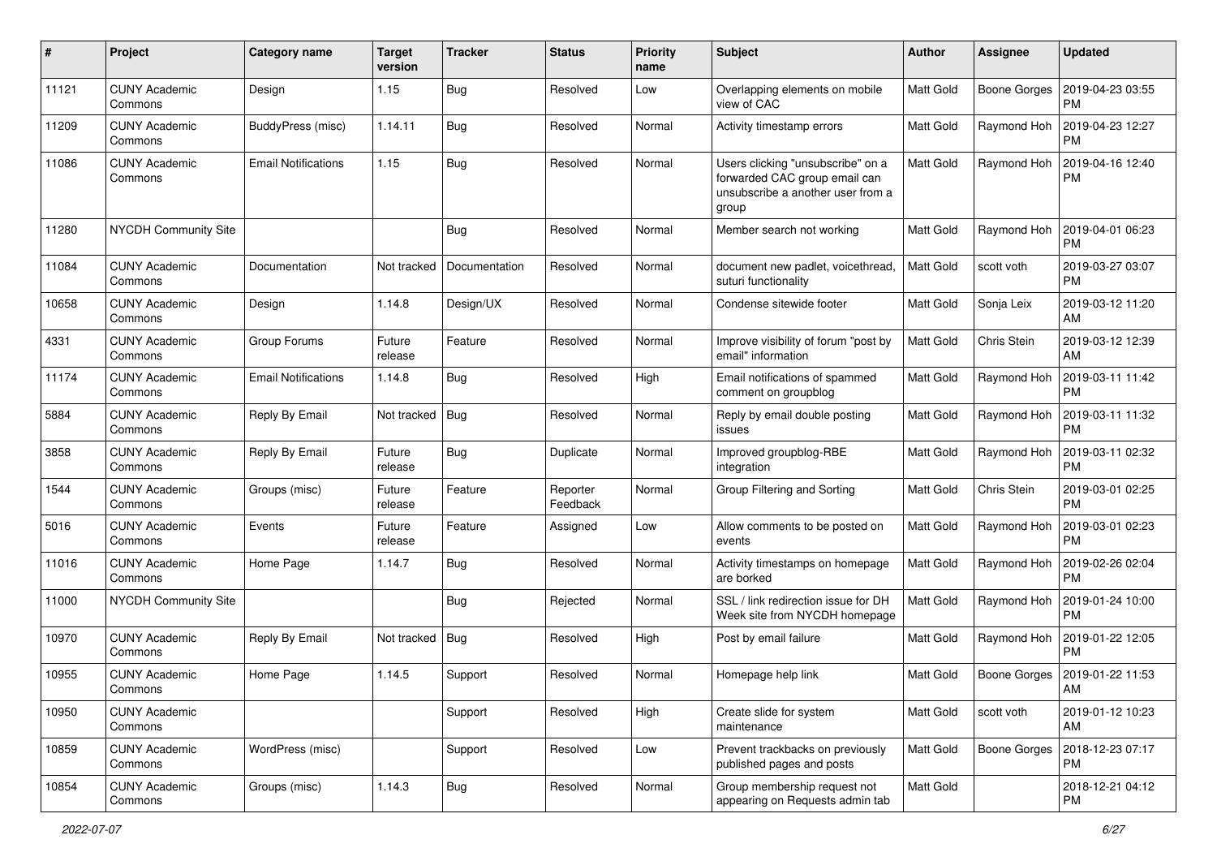| # | Project | Category name | Target version | Tracker | Status | Priority name | Subject | Author | Assignee | Updated |
|---|---|---|---|---|---|---|---|---|---|---|
| 11121 | CUNY Academic Commons | Design | 1.15 | Bug | Resolved | Low | Overlapping elements on mobile view of CAC | Matt Gold | Boone Gorges | 2019-04-23 03:55 PM |
| 11209 | CUNY Academic Commons | BuddyPress (misc) | 1.14.11 | Bug | Resolved | Normal | Activity timestamp errors | Matt Gold | Raymond Hoh | 2019-04-23 12:27 PM |
| 11086 | CUNY Academic Commons | Email Notifications | 1.15 | Bug | Resolved | Normal | Users clicking "unsubscribe" on a forwarded CAC group email can unsubscribe a another user from a group | Matt Gold | Raymond Hoh | 2019-04-16 12:40 PM |
| 11280 | NYCDH Community Site | | | Bug | Resolved | Normal | Member search not working | Matt Gold | Raymond Hoh | 2019-04-01 06:23 PM |
| 11084 | CUNY Academic Commons | Documentation | Not tracked | Documentation | Resolved | Normal | document new padlet, voicethread, suturi functionality | Matt Gold | scott voth | 2019-03-27 03:07 PM |
| 10658 | CUNY Academic Commons | Design | 1.14.8 | Design/UX | Resolved | Normal | Condense sitewide footer | Matt Gold | Sonja Leix | 2019-03-12 11:20 AM |
| 4331 | CUNY Academic Commons | Group Forums | Future release | Feature | Resolved | Normal | Improve visibility of forum "post by email" information | Matt Gold | Chris Stein | 2019-03-12 12:39 AM |
| 11174 | CUNY Academic Commons | Email Notifications | 1.14.8 | Bug | Resolved | High | Email notifications of spammed comment on groupblog | Matt Gold | Raymond Hoh | 2019-03-11 11:42 PM |
| 5884 | CUNY Academic Commons | Reply By Email | Not tracked | Bug | Resolved | Normal | Reply by email double posting issues | Matt Gold | Raymond Hoh | 2019-03-11 11:32 PM |
| 3858 | CUNY Academic Commons | Reply By Email | Future release | Bug | Duplicate | Normal | Improved groupblog-RBE integration | Matt Gold | Raymond Hoh | 2019-03-11 02:32 PM |
| 1544 | CUNY Academic Commons | Groups (misc) | Future release | Feature | Reporter Feedback | Normal | Group Filtering and Sorting | Matt Gold | Chris Stein | 2019-03-01 02:25 PM |
| 5016 | CUNY Academic Commons | Events | Future release | Feature | Assigned | Low | Allow comments to be posted on events | Matt Gold | Raymond Hoh | 2019-03-01 02:23 PM |
| 11016 | CUNY Academic Commons | Home Page | 1.14.7 | Bug | Resolved | Normal | Activity timestamps on homepage are borked | Matt Gold | Raymond Hoh | 2019-02-26 02:04 PM |
| 11000 | NYCDH Community Site | | | Bug | Rejected | Normal | SSL / link redirection issue for DH Week site from NYCDH homepage | Matt Gold | Raymond Hoh | 2019-01-24 10:00 PM |
| 10970 | CUNY Academic Commons | Reply By Email | Not tracked | Bug | Resolved | High | Post by email failure | Matt Gold | Raymond Hoh | 2019-01-22 12:05 PM |
| 10955 | CUNY Academic Commons | Home Page | 1.14.5 | Support | Resolved | Normal | Homepage help link | Matt Gold | Boone Gorges | 2019-01-22 11:53 AM |
| 10950 | CUNY Academic Commons | | | Support | Resolved | High | Create slide for system maintenance | Matt Gold | scott voth | 2019-01-12 10:23 AM |
| 10859 | CUNY Academic Commons | WordPress (misc) | | Support | Resolved | Low | Prevent trackbacks on previously published pages and posts | Matt Gold | Boone Gorges | 2018-12-23 07:17 PM |
| 10854 | CUNY Academic Commons | Groups (misc) | 1.14.3 | Bug | Resolved | Normal | Group membership request not appearing on Requests admin tab | Matt Gold | | 2018-12-21 04:12 PM |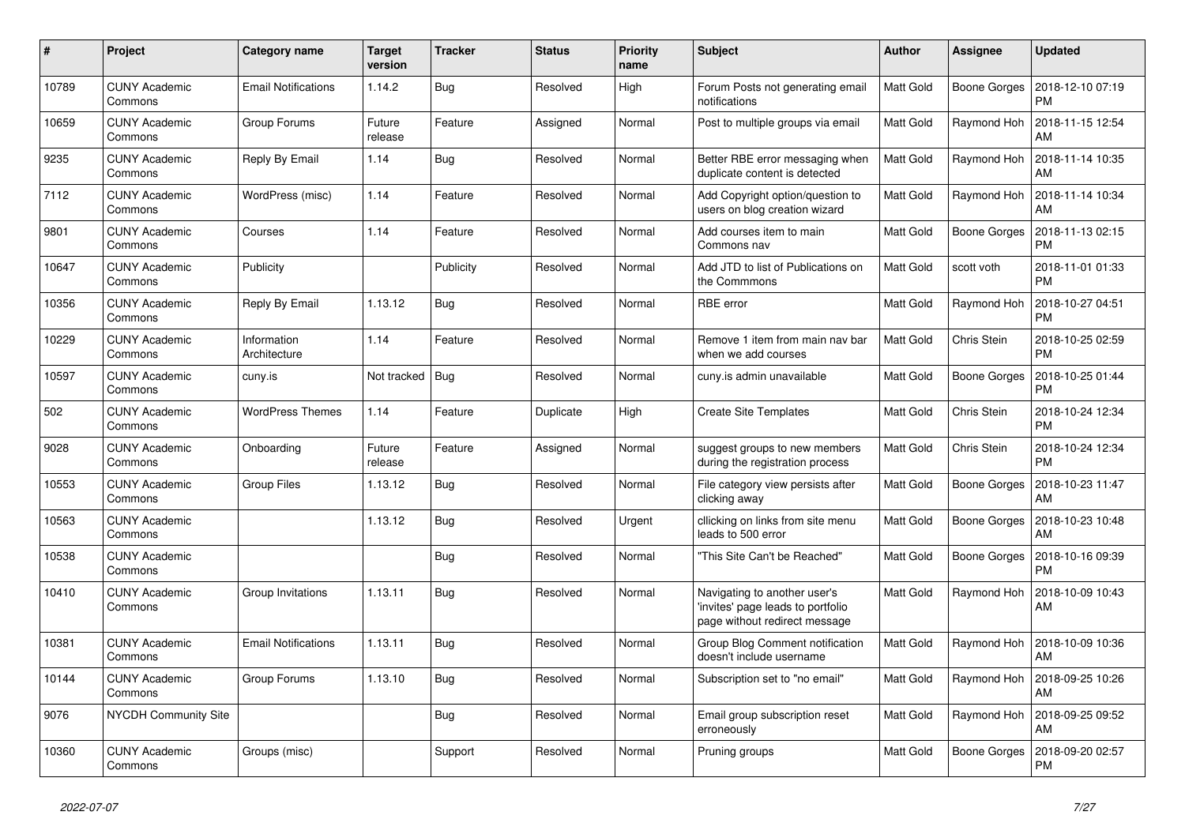| # | Project | Category name | Target version | Tracker | Status | Priority name | Subject | Author | Assignee | Updated |
|---|---|---|---|---|---|---|---|---|---|---|
| 10789 | CUNY Academic Commons | Email Notifications | 1.14.2 | Bug | Resolved | High | Forum Posts not generating email notifications | Matt Gold | Boone Gorges | 2018-12-10 07:19 PM |
| 10659 | CUNY Academic Commons | Group Forums | Future release | Feature | Assigned | Normal | Post to multiple groups via email | Matt Gold | Raymond Hoh | 2018-11-15 12:54 AM |
| 9235 | CUNY Academic Commons | Reply By Email | 1.14 | Bug | Resolved | Normal | Better RBE error messaging when duplicate content is detected | Matt Gold | Raymond Hoh | 2018-11-14 10:35 AM |
| 7112 | CUNY Academic Commons | WordPress (misc) | 1.14 | Feature | Resolved | Normal | Add Copyright option/question to users on blog creation wizard | Matt Gold | Raymond Hoh | 2018-11-14 10:34 AM |
| 9801 | CUNY Academic Commons | Courses | 1.14 | Feature | Resolved | Normal | Add courses item to main Commons nav | Matt Gold | Boone Gorges | 2018-11-13 02:15 PM |
| 10647 | CUNY Academic Commons | Publicity | | Publicity | Resolved | Normal | Add JTD to list of Publications on the Commmons | Matt Gold | scott voth | 2018-11-01 01:33 PM |
| 10356 | CUNY Academic Commons | Reply By Email | 1.13.12 | Bug | Resolved | Normal | RBE error | Matt Gold | Raymond Hoh | 2018-10-27 04:51 PM |
| 10229 | CUNY Academic Commons | Information Architecture | 1.14 | Feature | Resolved | Normal | Remove 1 item from main nav bar when we add courses | Matt Gold | Chris Stein | 2018-10-25 02:59 PM |
| 10597 | CUNY Academic Commons | cuny.is | Not tracked | Bug | Resolved | Normal | cuny.is admin unavailable | Matt Gold | Boone Gorges | 2018-10-25 01:44 PM |
| 502 | CUNY Academic Commons | WordPress Themes | 1.14 | Feature | Duplicate | High | Create Site Templates | Matt Gold | Chris Stein | 2018-10-24 12:34 PM |
| 9028 | CUNY Academic Commons | Onboarding | Future release | Feature | Assigned | Normal | suggest groups to new members during the registration process | Matt Gold | Chris Stein | 2018-10-24 12:34 PM |
| 10553 | CUNY Academic Commons | Group Files | 1.13.12 | Bug | Resolved | Normal | File category view persists after clicking away | Matt Gold | Boone Gorges | 2018-10-23 11:47 AM |
| 10563 | CUNY Academic Commons | | 1.13.12 | Bug | Resolved | Urgent | cllicking on links from site menu leads to 500 error | Matt Gold | Boone Gorges | 2018-10-23 10:48 AM |
| 10538 | CUNY Academic Commons | | | Bug | Resolved | Normal | "This Site Can't be Reached" | Matt Gold | Boone Gorges | 2018-10-16 09:39 PM |
| 10410 | CUNY Academic Commons | Group Invitations | 1.13.11 | Bug | Resolved | Normal | Navigating to another user's 'invites' page leads to portfolio page without redirect message | Matt Gold | Raymond Hoh | 2018-10-09 10:43 AM |
| 10381 | CUNY Academic Commons | Email Notifications | 1.13.11 | Bug | Resolved | Normal | Group Blog Comment notification doesn't include username | Matt Gold | Raymond Hoh | 2018-10-09 10:36 AM |
| 10144 | CUNY Academic Commons | Group Forums | 1.13.10 | Bug | Resolved | Normal | Subscription set to "no email" | Matt Gold | Raymond Hoh | 2018-09-25 10:26 AM |
| 9076 | NYCDH Community Site | | | Bug | Resolved | Normal | Email group subscription reset erroneously | Matt Gold | Raymond Hoh | 2018-09-25 09:52 AM |
| 10360 | CUNY Academic Commons | Groups (misc) | | Support | Resolved | Normal | Pruning groups | Matt Gold | Boone Gorges | 2018-09-20 02:57 PM |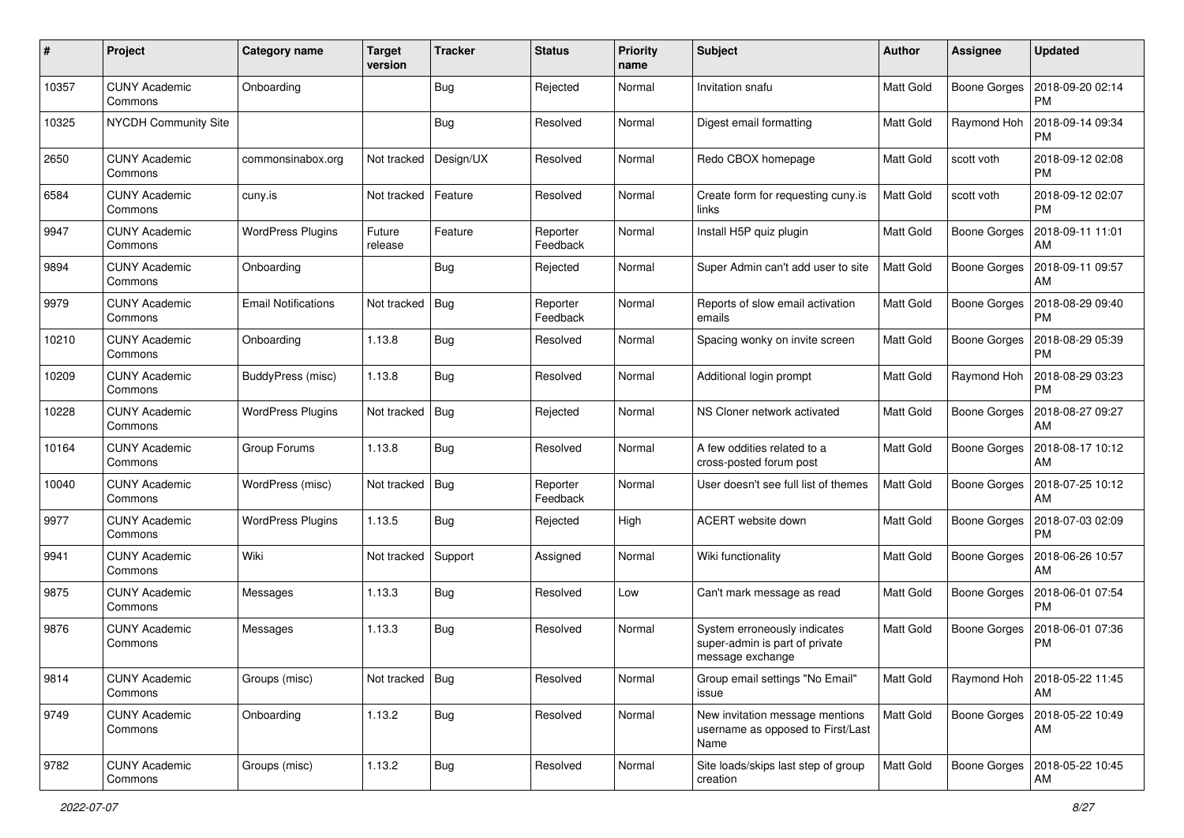| # | Project | Category name | Target version | Tracker | Status | Priority name | Subject | Author | Assignee | Updated |
|---|---|---|---|---|---|---|---|---|---|---|
| 10357 | CUNY Academic Commons | Onboarding | | Bug | Rejected | Normal | Invitation snafu | Matt Gold | Boone Gorges | 2018-09-20 02:14 PM |
| 10325 | NYCDH Community Site | | | Bug | Resolved | Normal | Digest email formatting | Matt Gold | Raymond Hoh | 2018-09-14 09:34 PM |
| 2650 | CUNY Academic Commons | commonsinabox.org | Not tracked | Design/UX | Resolved | Normal | Redo CBOX homepage | Matt Gold | scott voth | 2018-09-12 02:08 PM |
| 6584 | CUNY Academic Commons | cuny.is | Not tracked | Feature | Resolved | Normal | Create form for requesting cuny.is links | Matt Gold | scott voth | 2018-09-12 02:07 PM |
| 9947 | CUNY Academic Commons | WordPress Plugins | Future release | Feature | Reporter Feedback | Normal | Install H5P quiz plugin | Matt Gold | Boone Gorges | 2018-09-11 11:01 AM |
| 9894 | CUNY Academic Commons | Onboarding | | Bug | Rejected | Normal | Super Admin can't add user to site | Matt Gold | Boone Gorges | 2018-09-11 09:57 AM |
| 9979 | CUNY Academic Commons | Email Notifications | Not tracked | Bug | Reporter Feedback | Normal | Reports of slow email activation emails | Matt Gold | Boone Gorges | 2018-08-29 09:40 PM |
| 10210 | CUNY Academic Commons | Onboarding | 1.13.8 | Bug | Resolved | Normal | Spacing wonky on invite screen | Matt Gold | Boone Gorges | 2018-08-29 05:39 PM |
| 10209 | CUNY Academic Commons | BuddyPress (misc) | 1.13.8 | Bug | Resolved | Normal | Additional login prompt | Matt Gold | Raymond Hoh | 2018-08-29 03:23 PM |
| 10228 | CUNY Academic Commons | WordPress Plugins | Not tracked | Bug | Rejected | Normal | NS Cloner network activated | Matt Gold | Boone Gorges | 2018-08-27 09:27 AM |
| 10164 | CUNY Academic Commons | Group Forums | 1.13.8 | Bug | Resolved | Normal | A few oddities related to a cross-posted forum post | Matt Gold | Boone Gorges | 2018-08-17 10:12 AM |
| 10040 | CUNY Academic Commons | WordPress (misc) | Not tracked | Bug | Reporter Feedback | Normal | User doesn't see full list of themes | Matt Gold | Boone Gorges | 2018-07-25 10:12 AM |
| 9977 | CUNY Academic Commons | WordPress Plugins | 1.13.5 | Bug | Rejected | High | ACERT website down | Matt Gold | Boone Gorges | 2018-07-03 02:09 PM |
| 9941 | CUNY Academic Commons | Wiki | Not tracked | Support | Assigned | Normal | Wiki functionality | Matt Gold | Boone Gorges | 2018-06-26 10:57 AM |
| 9875 | CUNY Academic Commons | Messages | 1.13.3 | Bug | Resolved | Low | Can't mark message as read | Matt Gold | Boone Gorges | 2018-06-01 07:54 PM |
| 9876 | CUNY Academic Commons | Messages | 1.13.3 | Bug | Resolved | Normal | System erroneously indicates super-admin is part of private message exchange | Matt Gold | Boone Gorges | 2018-06-01 07:36 PM |
| 9814 | CUNY Academic Commons | Groups (misc) | Not tracked | Bug | Resolved | Normal | Group email settings "No Email" issue | Matt Gold | Raymond Hoh | 2018-05-22 11:45 AM |
| 9749 | CUNY Academic Commons | Onboarding | 1.13.2 | Bug | Resolved | Normal | New invitation message mentions username as opposed to First/Last Name | Matt Gold | Boone Gorges | 2018-05-22 10:49 AM |
| 9782 | CUNY Academic Commons | Groups (misc) | 1.13.2 | Bug | Resolved | Normal | Site loads/skips last step of group creation | Matt Gold | Boone Gorges | 2018-05-22 10:45 AM |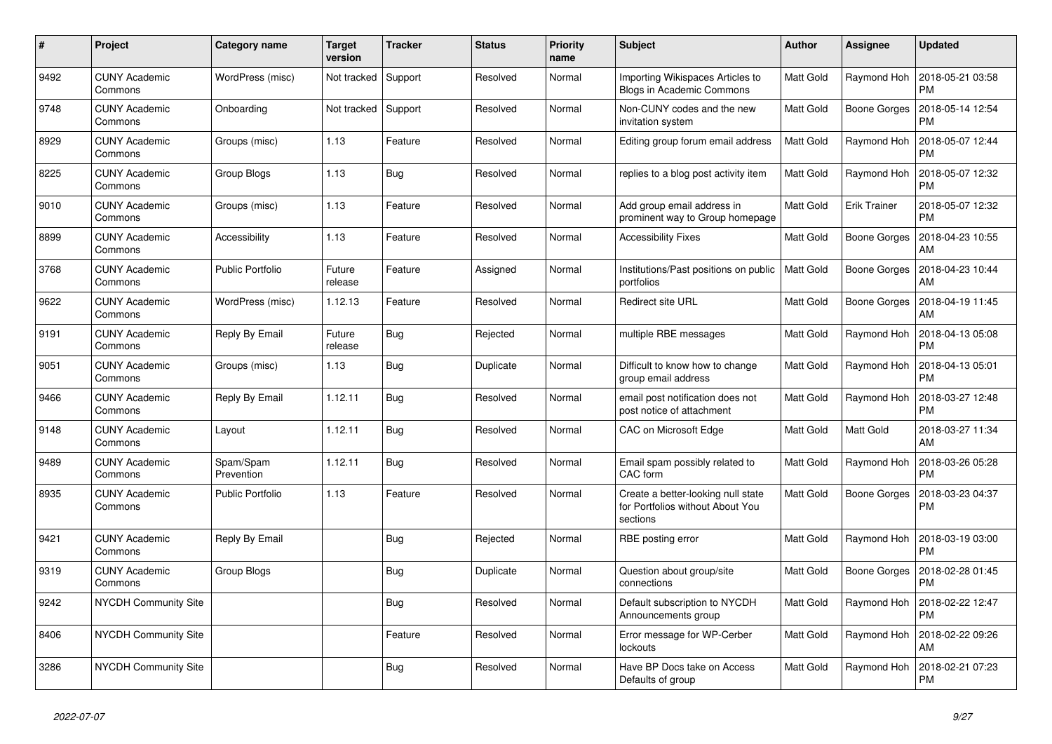| # | Project | Category name | Target version | Tracker | Status | Priority name | Subject | Author | Assignee | Updated |
|---|---|---|---|---|---|---|---|---|---|---|
| 9492 | CUNY Academic Commons | WordPress (misc) | Not tracked | Support | Resolved | Normal | Importing Wikispaces Articles to Blogs in Academic Commons | Matt Gold | Raymond Hoh | 2018-05-21 03:58 PM |
| 9748 | CUNY Academic Commons | Onboarding | Not tracked | Support | Resolved | Normal | Non-CUNY codes and the new invitation system | Matt Gold | Boone Gorges | 2018-05-14 12:54 PM |
| 8929 | CUNY Academic Commons | Groups (misc) | 1.13 | Feature | Resolved | Normal | Editing group forum email address | Matt Gold | Raymond Hoh | 2018-05-07 12:44 PM |
| 8225 | CUNY Academic Commons | Group Blogs | 1.13 | Bug | Resolved | Normal | replies to a blog post activity item | Matt Gold | Raymond Hoh | 2018-05-07 12:32 PM |
| 9010 | CUNY Academic Commons | Groups (misc) | 1.13 | Feature | Resolved | Normal | Add group email address in prominent way to Group homepage | Matt Gold | Erik Trainer | 2018-05-07 12:32 PM |
| 8899 | CUNY Academic Commons | Accessibility | 1.13 | Feature | Resolved | Normal | Accessibility Fixes | Matt Gold | Boone Gorges | 2018-04-23 10:55 AM |
| 3768 | CUNY Academic Commons | Public Portfolio | Future release | Feature | Assigned | Normal | Institutions/Past positions on public portfolios | Matt Gold | Boone Gorges | 2018-04-23 10:44 AM |
| 9622 | CUNY Academic Commons | WordPress (misc) | 1.12.13 | Feature | Resolved | Normal | Redirect site URL | Matt Gold | Boone Gorges | 2018-04-19 11:45 AM |
| 9191 | CUNY Academic Commons | Reply By Email | Future release | Bug | Rejected | Normal | multiple RBE messages | Matt Gold | Raymond Hoh | 2018-04-13 05:08 PM |
| 9051 | CUNY Academic Commons | Groups (misc) | 1.13 | Bug | Duplicate | Normal | Difficult to know how to change group email address | Matt Gold | Raymond Hoh | 2018-04-13 05:01 PM |
| 9466 | CUNY Academic Commons | Reply By Email | 1.12.11 | Bug | Resolved | Normal | email post notification does not post notice of attachment | Matt Gold | Raymond Hoh | 2018-03-27 12:48 PM |
| 9148 | CUNY Academic Commons | Layout | 1.12.11 | Bug | Resolved | Normal | CAC on Microsoft Edge | Matt Gold | Matt Gold | 2018-03-27 11:34 AM |
| 9489 | CUNY Academic Commons | Spam/Spam Prevention | 1.12.11 | Bug | Resolved | Normal | Email spam possibly related to CAC form | Matt Gold | Raymond Hoh | 2018-03-26 05:28 PM |
| 8935 | CUNY Academic Commons | Public Portfolio | 1.13 | Feature | Resolved | Normal | Create a better-looking null state for Portfolios without About You sections | Matt Gold | Boone Gorges | 2018-03-23 04:37 PM |
| 9421 | CUNY Academic Commons | Reply By Email | | Bug | Rejected | Normal | RBE posting error | Matt Gold | Raymond Hoh | 2018-03-19 03:00 PM |
| 9319 | CUNY Academic Commons | Group Blogs | | Bug | Duplicate | Normal | Question about group/site connections | Matt Gold | Boone Gorges | 2018-02-28 01:45 PM |
| 9242 | NYCDH Community Site | | | Bug | Resolved | Normal | Default subscription to NYCDH Announcements group | Matt Gold | Raymond Hoh | 2018-02-22 12:47 PM |
| 8406 | NYCDH Community Site | | | Feature | Resolved | Normal | Error message for WP-Cerber lockouts | Matt Gold | Raymond Hoh | 2018-02-22 09:26 AM |
| 3286 | NYCDH Community Site | | | Bug | Resolved | Normal | Have BP Docs take on Access Defaults of group | Matt Gold | Raymond Hoh | 2018-02-21 07:23 PM |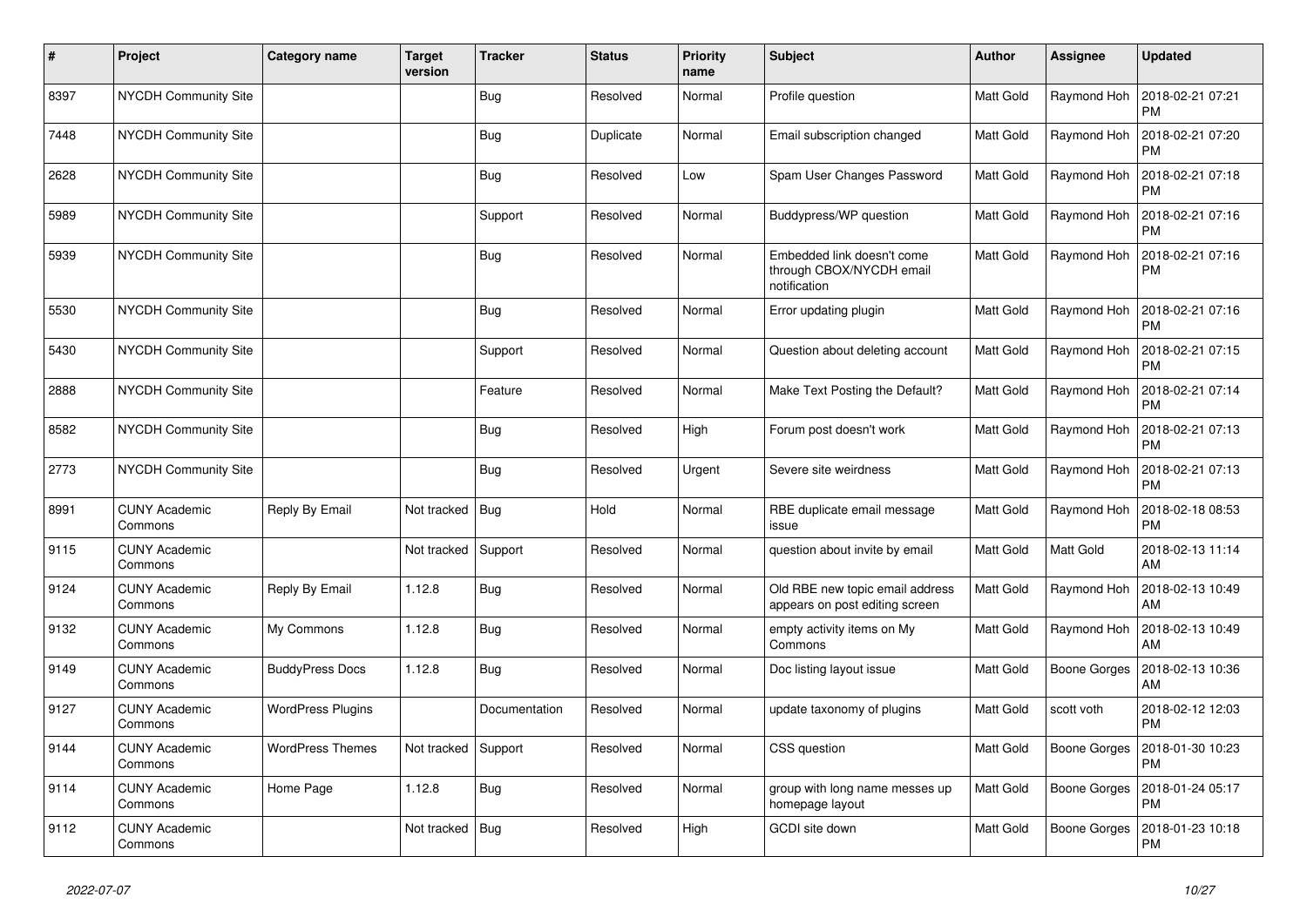| # | Project | Category name | Target version | Tracker | Status | Priority name | Subject | Author | Assignee | Updated |
|---|---|---|---|---|---|---|---|---|---|---|
| 8397 | NYCDH Community Site | | | Bug | Resolved | Normal | Profile question | Matt Gold | Raymond Hoh | 2018-02-21 07:21 PM |
| 7448 | NYCDH Community Site | | | Bug | Duplicate | Normal | Email subscription changed | Matt Gold | Raymond Hoh | 2018-02-21 07:20 PM |
| 2628 | NYCDH Community Site | | | Bug | Resolved | Low | Spam User Changes Password | Matt Gold | Raymond Hoh | 2018-02-21 07:18 PM |
| 5989 | NYCDH Community Site | | | Support | Resolved | Normal | Buddypress/WP question | Matt Gold | Raymond Hoh | 2018-02-21 07:16 PM |
| 5939 | NYCDH Community Site | | | Bug | Resolved | Normal | Embedded link doesn't come through CBOX/NYCDH email notification | Matt Gold | Raymond Hoh | 2018-02-21 07:16 PM |
| 5530 | NYCDH Community Site | | | Bug | Resolved | Normal | Error updating plugin | Matt Gold | Raymond Hoh | 2018-02-21 07:16 PM |
| 5430 | NYCDH Community Site | | | Support | Resolved | Normal | Question about deleting account | Matt Gold | Raymond Hoh | 2018-02-21 07:15 PM |
| 2888 | NYCDH Community Site | | | Feature | Resolved | Normal | Make Text Posting the Default? | Matt Gold | Raymond Hoh | 2018-02-21 07:14 PM |
| 8582 | NYCDH Community Site | | | Bug | Resolved | High | Forum post doesn't work | Matt Gold | Raymond Hoh | 2018-02-21 07:13 PM |
| 2773 | NYCDH Community Site | | | Bug | Resolved | Urgent | Severe site weirdness | Matt Gold | Raymond Hoh | 2018-02-21 07:13 PM |
| 8991 | CUNY Academic Commons | Reply By Email | Not tracked | Bug | Hold | Normal | RBE duplicate email message issue | Matt Gold | Raymond Hoh | 2018-02-18 08:53 PM |
| 9115 | CUNY Academic Commons | | Not tracked | Support | Resolved | Normal | question about invite by email | Matt Gold | Matt Gold | 2018-02-13 11:14 AM |
| 9124 | CUNY Academic Commons | Reply By Email | 1.12.8 | Bug | Resolved | Normal | Old RBE new topic email address appears on post editing screen | Matt Gold | Raymond Hoh | 2018-02-13 10:49 AM |
| 9132 | CUNY Academic Commons | My Commons | 1.12.8 | Bug | Resolved | Normal | empty activity items on My Commons | Matt Gold | Raymond Hoh | 2018-02-13 10:49 AM |
| 9149 | CUNY Academic Commons | BuddyPress Docs | 1.12.8 | Bug | Resolved | Normal | Doc listing layout issue | Matt Gold | Boone Gorges | 2018-02-13 10:36 AM |
| 9127 | CUNY Academic Commons | WordPress Plugins | | Documentation | Resolved | Normal | update taxonomy of plugins | Matt Gold | scott voth | 2018-02-12 12:03 PM |
| 9144 | CUNY Academic Commons | WordPress Themes | Not tracked | Support | Resolved | Normal | CSS question | Matt Gold | Boone Gorges | 2018-01-30 10:23 PM |
| 9114 | CUNY Academic Commons | Home Page | 1.12.8 | Bug | Resolved | Normal | group with long name messes up homepage layout | Matt Gold | Boone Gorges | 2018-01-24 05:17 PM |
| 9112 | CUNY Academic Commons | | Not tracked | Bug | Resolved | High | GCDI site down | Matt Gold | Boone Gorges | 2018-01-23 10:18 PM |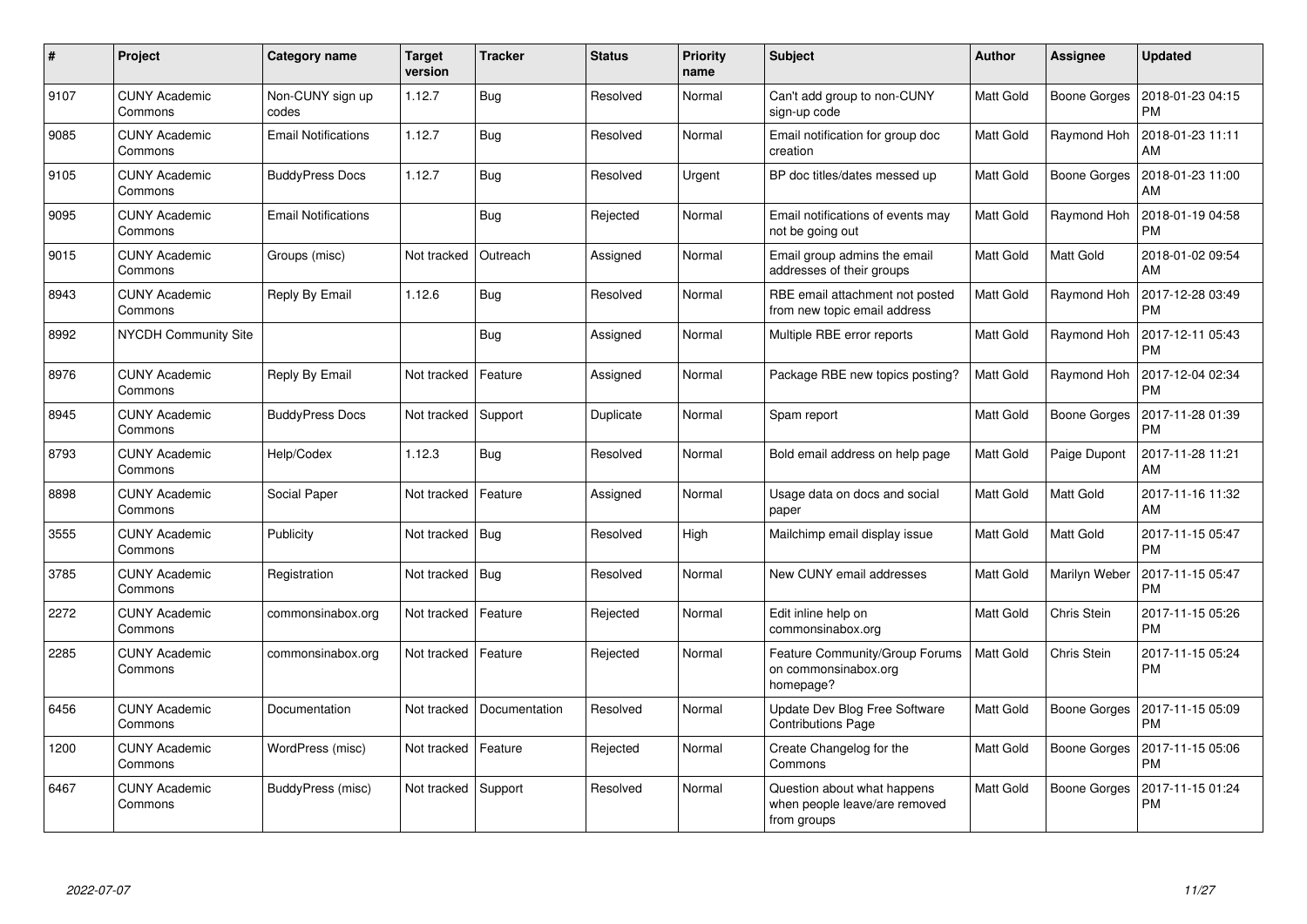| # | Project | Category name | Target version | Tracker | Status | Priority name | Subject | Author | Assignee | Updated |
|---|---|---|---|---|---|---|---|---|---|---|
| 9107 | CUNY Academic Commons | Non-CUNY sign up codes | 1.12.7 | Bug | Resolved | Normal | Can't add group to non-CUNY sign-up code | Matt Gold | Boone Gorges | 2018-01-23 04:15 PM |
| 9085 | CUNY Academic Commons | Email Notifications | 1.12.7 | Bug | Resolved | Normal | Email notification for group doc creation | Matt Gold | Raymond Hoh | 2018-01-23 11:11 AM |
| 9105 | CUNY Academic Commons | BuddyPress Docs | 1.12.7 | Bug | Resolved | Urgent | BP doc titles/dates messed up | Matt Gold | Boone Gorges | 2018-01-23 11:00 AM |
| 9095 | CUNY Academic Commons | Email Notifications | | Bug | Rejected | Normal | Email notifications of events may not be going out | Matt Gold | Raymond Hoh | 2018-01-19 04:58 PM |
| 9015 | CUNY Academic Commons | Groups (misc) | Not tracked | Outreach | Assigned | Normal | Email group admins the email addresses of their groups | Matt Gold | Matt Gold | 2018-01-02 09:54 AM |
| 8943 | CUNY Academic Commons | Reply By Email | 1.12.6 | Bug | Resolved | Normal | RBE email attachment not posted from new topic email address | Matt Gold | Raymond Hoh | 2017-12-28 03:49 PM |
| 8992 | NYCDH Community Site | | | Bug | Assigned | Normal | Multiple RBE error reports | Matt Gold | Raymond Hoh | 2017-12-11 05:43 PM |
| 8976 | CUNY Academic Commons | Reply By Email | Not tracked | Feature | Assigned | Normal | Package RBE new topics posting? | Matt Gold | Raymond Hoh | 2017-12-04 02:34 PM |
| 8945 | CUNY Academic Commons | BuddyPress Docs | Not tracked | Support | Duplicate | Normal | Spam report | Matt Gold | Boone Gorges | 2017-11-28 01:39 PM |
| 8793 | CUNY Academic Commons | Help/Codex | 1.12.3 | Bug | Resolved | Normal | Bold email address on help page | Matt Gold | Paige Dupont | 2017-11-28 11:21 AM |
| 8898 | CUNY Academic Commons | Social Paper | Not tracked | Feature | Assigned | Normal | Usage data on docs and social paper | Matt Gold | Matt Gold | 2017-11-16 11:32 AM |
| 3555 | CUNY Academic Commons | Publicity | Not tracked | Bug | Resolved | High | Mailchimp email display issue | Matt Gold | Matt Gold | 2017-11-15 05:47 PM |
| 3785 | CUNY Academic Commons | Registration | Not tracked | Bug | Resolved | Normal | New CUNY email addresses | Matt Gold | Marilyn Weber | 2017-11-15 05:47 PM |
| 2272 | CUNY Academic Commons | commonsinabox.org | Not tracked | Feature | Rejected | Normal | Edit inline help on commonsinabox.org | Matt Gold | Chris Stein | 2017-11-15 05:26 PM |
| 2285 | CUNY Academic Commons | commonsinabox.org | Not tracked | Feature | Rejected | Normal | Feature Community/Group Forums on commonsinabox.org homepage? | Matt Gold | Chris Stein | 2017-11-15 05:24 PM |
| 6456 | CUNY Academic Commons | Documentation | Not tracked | Documentation | Resolved | Normal | Update Dev Blog Free Software Contributions Page | Matt Gold | Boone Gorges | 2017-11-15 05:09 PM |
| 1200 | CUNY Academic Commons | WordPress (misc) | Not tracked | Feature | Rejected | Normal | Create Changelog for the Commons | Matt Gold | Boone Gorges | 2017-11-15 05:06 PM |
| 6467 | CUNY Academic Commons | BuddyPress (misc) | Not tracked | Support | Resolved | Normal | Question about what happens when people leave/are removed from groups | Matt Gold | Boone Gorges | 2017-11-15 01:24 PM |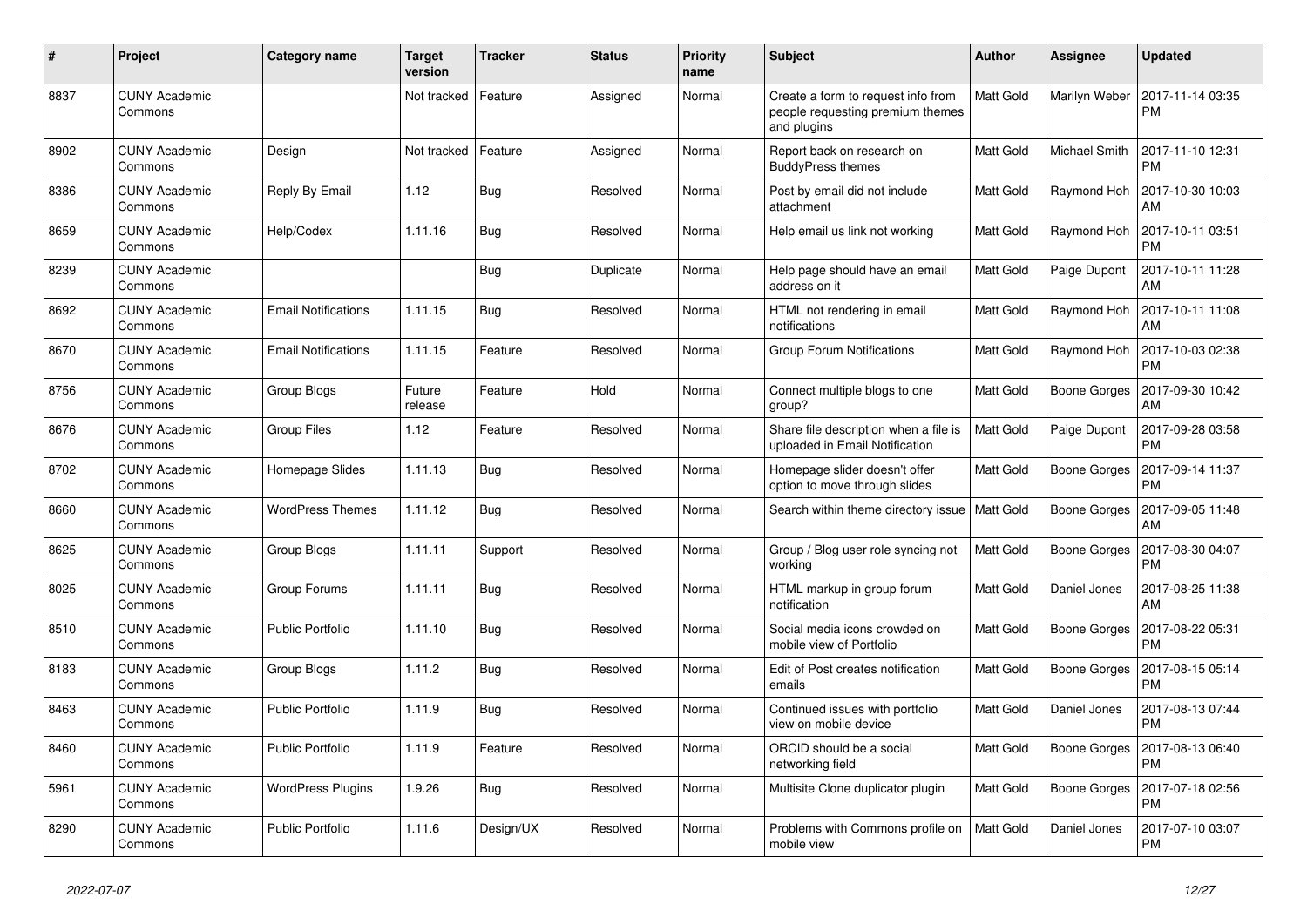| # | Project | Category name | Target version | Tracker | Status | Priority name | Subject | Author | Assignee | Updated |
|---|---|---|---|---|---|---|---|---|---|---|
| 8837 | CUNY Academic Commons | | Not tracked | Feature | Assigned | Normal | Create a form to request info from people requesting premium themes and plugins | Matt Gold | Marilyn Weber | 2017-11-14 03:35 PM |
| 8902 | CUNY Academic Commons | Design | Not tracked | Feature | Assigned | Normal | Report back on research on BuddyPress themes | Matt Gold | Michael Smith | 2017-11-10 12:31 PM |
| 8386 | CUNY Academic Commons | Reply By Email | 1.12 | Bug | Resolved | Normal | Post by email did not include attachment | Matt Gold | Raymond Hoh | 2017-10-30 10:03 AM |
| 8659 | CUNY Academic Commons | Help/Codex | 1.11.16 | Bug | Resolved | Normal | Help email us link not working | Matt Gold | Raymond Hoh | 2017-10-11 03:51 PM |
| 8239 | CUNY Academic Commons | | | Bug | Duplicate | Normal | Help page should have an email address on it | Matt Gold | Paige Dupont | 2017-10-11 11:28 AM |
| 8692 | CUNY Academic Commons | Email Notifications | 1.11.15 | Bug | Resolved | Normal | HTML not rendering in email notifications | Matt Gold | Raymond Hoh | 2017-10-11 11:08 AM |
| 8670 | CUNY Academic Commons | Email Notifications | 1.11.15 | Feature | Resolved | Normal | Group Forum Notifications | Matt Gold | Raymond Hoh | 2017-10-03 02:38 PM |
| 8756 | CUNY Academic Commons | Group Blogs | Future release | Feature | Hold | Normal | Connect multiple blogs to one group? | Matt Gold | Boone Gorges | 2017-09-30 10:42 AM |
| 8676 | CUNY Academic Commons | Group Files | 1.12 | Feature | Resolved | Normal | Share file description when a file is uploaded in Email Notification | Matt Gold | Paige Dupont | 2017-09-28 03:58 PM |
| 8702 | CUNY Academic Commons | Homepage Slides | 1.11.13 | Bug | Resolved | Normal | Homepage slider doesn't offer option to move through slides | Matt Gold | Boone Gorges | 2017-09-14 11:37 PM |
| 8660 | CUNY Academic Commons | WordPress Themes | 1.11.12 | Bug | Resolved | Normal | Search within theme directory issue | Matt Gold | Boone Gorges | 2017-09-05 11:48 AM |
| 8625 | CUNY Academic Commons | Group Blogs | 1.11.11 | Support | Resolved | Normal | Group / Blog user role syncing not working | Matt Gold | Boone Gorges | 2017-08-30 04:07 PM |
| 8025 | CUNY Academic Commons | Group Forums | 1.11.11 | Bug | Resolved | Normal | HTML markup in group forum notification | Matt Gold | Daniel Jones | 2017-08-25 11:38 AM |
| 8510 | CUNY Academic Commons | Public Portfolio | 1.11.10 | Bug | Resolved | Normal | Social media icons crowded on mobile view of Portfolio | Matt Gold | Boone Gorges | 2017-08-22 05:31 PM |
| 8183 | CUNY Academic Commons | Group Blogs | 1.11.2 | Bug | Resolved | Normal | Edit of Post creates notification emails | Matt Gold | Boone Gorges | 2017-08-15 05:14 PM |
| 8463 | CUNY Academic Commons | Public Portfolio | 1.11.9 | Bug | Resolved | Normal | Continued issues with portfolio view on mobile device | Matt Gold | Daniel Jones | 2017-08-13 07:44 PM |
| 8460 | CUNY Academic Commons | Public Portfolio | 1.11.9 | Feature | Resolved | Normal | ORCID should be a social networking field | Matt Gold | Boone Gorges | 2017-08-13 06:40 PM |
| 5961 | CUNY Academic Commons | WordPress Plugins | 1.9.26 | Bug | Resolved | Normal | Multisite Clone duplicator plugin | Matt Gold | Boone Gorges | 2017-07-18 02:56 PM |
| 8290 | CUNY Academic Commons | Public Portfolio | 1.11.6 | Design/UX | Resolved | Normal | Problems with Commons profile on mobile view | Matt Gold | Daniel Jones | 2017-07-10 03:07 PM |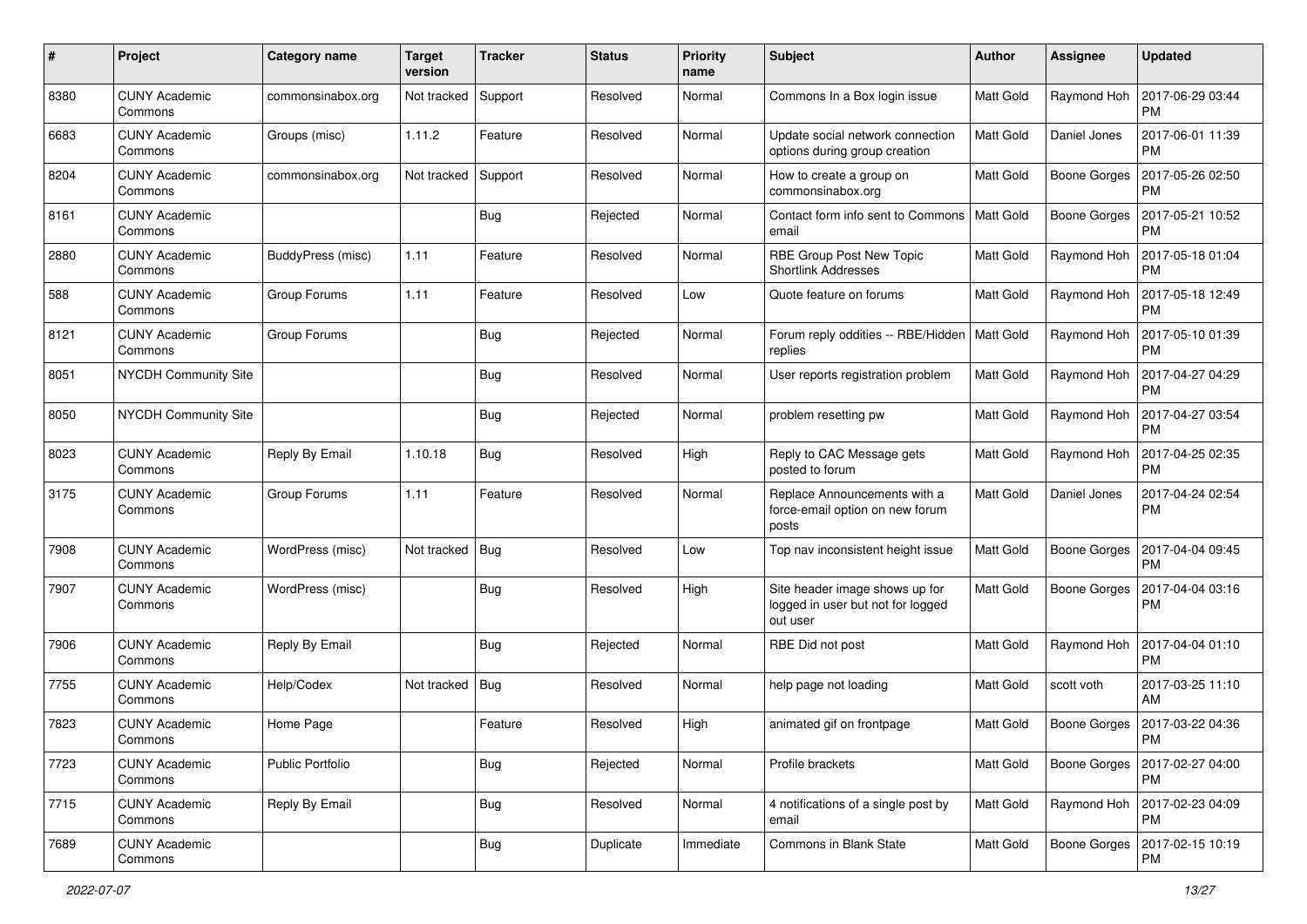| # | Project | Category name | Target version | Tracker | Status | Priority name | Subject | Author | Assignee | Updated |
|---|---|---|---|---|---|---|---|---|---|---|
| 8380 | CUNY Academic Commons | commonsinabox.org | Not tracked | Support | Resolved | Normal | Commons In a Box login issue | Matt Gold | Raymond Hoh | 2017-06-29 03:44 PM |
| 6683 | CUNY Academic Commons | Groups (misc) | 1.11.2 | Feature | Resolved | Normal | Update social network connection options during group creation | Matt Gold | Daniel Jones | 2017-06-01 11:39 PM |
| 8204 | CUNY Academic Commons | commonsinabox.org | Not tracked | Support | Resolved | Normal | How to create a group on commonsinabox.org | Matt Gold | Boone Gorges | 2017-05-26 02:50 PM |
| 8161 | CUNY Academic Commons | | | Bug | Rejected | Normal | Contact form info sent to Commons email | Matt Gold | Boone Gorges | 2017-05-21 10:52 PM |
| 2880 | CUNY Academic Commons | BuddyPress (misc) | 1.11 | Feature | Resolved | Normal | RBE Group Post New Topic Shortlink Addresses | Matt Gold | Raymond Hoh | 2017-05-18 01:04 PM |
| 588 | CUNY Academic Commons | Group Forums | 1.11 | Feature | Resolved | Low | Quote feature on forums | Matt Gold | Raymond Hoh | 2017-05-18 12:49 PM |
| 8121 | CUNY Academic Commons | Group Forums | | Bug | Rejected | Normal | Forum reply oddities -- RBE/Hidden replies | Matt Gold | Raymond Hoh | 2017-05-10 01:39 PM |
| 8051 | NYCDH Community Site | | | Bug | Resolved | Normal | User reports registration problem | Matt Gold | Raymond Hoh | 2017-04-27 04:29 PM |
| 8050 | NYCDH Community Site | | | Bug | Rejected | Normal | problem resetting pw | Matt Gold | Raymond Hoh | 2017-04-27 03:54 PM |
| 8023 | CUNY Academic Commons | Reply By Email | 1.10.18 | Bug | Resolved | High | Reply to CAC Message gets posted to forum | Matt Gold | Raymond Hoh | 2017-04-25 02:35 PM |
| 3175 | CUNY Academic Commons | Group Forums | 1.11 | Feature | Resolved | Normal | Replace Announcements with a force-email option on new forum posts | Matt Gold | Daniel Jones | 2017-04-24 02:54 PM |
| 7908 | CUNY Academic Commons | WordPress (misc) | Not tracked | Bug | Resolved | Low | Top nav inconsistent height issue | Matt Gold | Boone Gorges | 2017-04-04 09:45 PM |
| 7907 | CUNY Academic Commons | WordPress (misc) | | Bug | Resolved | High | Site header image shows up for logged in user but not for logged out user | Matt Gold | Boone Gorges | 2017-04-04 03:16 PM |
| 7906 | CUNY Academic Commons | Reply By Email | | Bug | Rejected | Normal | RBE Did not post | Matt Gold | Raymond Hoh | 2017-04-04 01:10 PM |
| 7755 | CUNY Academic Commons | Help/Codex | Not tracked | Bug | Resolved | Normal | help page not loading | Matt Gold | scott voth | 2017-03-25 11:10 AM |
| 7823 | CUNY Academic Commons | Home Page | | Feature | Resolved | High | animated gif on frontpage | Matt Gold | Boone Gorges | 2017-03-22 04:36 PM |
| 7723 | CUNY Academic Commons | Public Portfolio | | Bug | Rejected | Normal | Profile brackets | Matt Gold | Boone Gorges | 2017-02-27 04:00 PM |
| 7715 | CUNY Academic Commons | Reply By Email | | Bug | Resolved | Normal | 4 notifications of a single post by email | Matt Gold | Raymond Hoh | 2017-02-23 04:09 PM |
| 7689 | CUNY Academic Commons | | | Bug | Duplicate | Immediate | Commons in Blank State | Matt Gold | Boone Gorges | 2017-02-15 10:19 PM |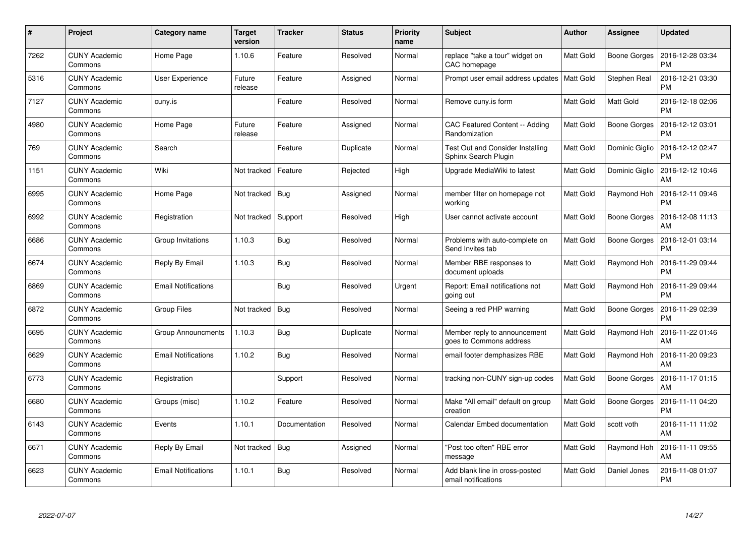| # | Project | Category name | Target version | Tracker | Status | Priority name | Subject | Author | Assignee | Updated |
|---|---|---|---|---|---|---|---|---|---|---|
| 7262 | CUNY Academic Commons | Home Page | 1.10.6 | Feature | Resolved | Normal | replace "take a tour" widget on CAC homepage | Matt Gold | Boone Gorges | 2016-12-28 03:34 PM |
| 5316 | CUNY Academic Commons | User Experience | Future release | Feature | Assigned | Normal | Prompt user email address updates | Matt Gold | Stephen Real | 2016-12-21 03:30 PM |
| 7127 | CUNY Academic Commons | cuny.is | | Feature | Resolved | Normal | Remove cuny.is form | Matt Gold | Matt Gold | 2016-12-18 02:06 PM |
| 4980 | CUNY Academic Commons | Home Page | Future release | Feature | Assigned | Normal | CAC Featured Content -- Adding Randomization | Matt Gold | Boone Gorges | 2016-12-12 03:01 PM |
| 769 | CUNY Academic Commons | Search | | Feature | Duplicate | Normal | Test Out and Consider Installing Sphinx Search Plugin | Matt Gold | Dominic Giglio | 2016-12-12 02:47 PM |
| 1151 | CUNY Academic Commons | Wiki | Not tracked | Feature | Rejected | High | Upgrade MediaWiki to latest | Matt Gold | Dominic Giglio | 2016-12-12 10:46 AM |
| 6995 | CUNY Academic Commons | Home Page | Not tracked | Bug | Assigned | Normal | member filter on homepage not working | Matt Gold | Raymond Hoh | 2016-12-11 09:46 PM |
| 6992 | CUNY Academic Commons | Registration | Not tracked | Support | Resolved | High | User cannot activate account | Matt Gold | Boone Gorges | 2016-12-08 11:13 AM |
| 6686 | CUNY Academic Commons | Group Invitations | 1.10.3 | Bug | Resolved | Normal | Problems with auto-complete on Send Invites tab | Matt Gold | Boone Gorges | 2016-12-01 03:14 PM |
| 6674 | CUNY Academic Commons | Reply By Email | 1.10.3 | Bug | Resolved | Normal | Member RBE responses to document uploads | Matt Gold | Raymond Hoh | 2016-11-29 09:44 PM |
| 6869 | CUNY Academic Commons | Email Notifications | | Bug | Resolved | Urgent | Report: Email notifications not going out | Matt Gold | Raymond Hoh | 2016-11-29 09:44 PM |
| 6872 | CUNY Academic Commons | Group Files | Not tracked | Bug | Resolved | Normal | Seeing a red PHP warning | Matt Gold | Boone Gorges | 2016-11-29 02:39 PM |
| 6695 | CUNY Academic Commons | Group Announcments | 1.10.3 | Bug | Duplicate | Normal | Member reply to announcement goes to Commons address | Matt Gold | Raymond Hoh | 2016-11-22 01:46 AM |
| 6629 | CUNY Academic Commons | Email Notifications | 1.10.2 | Bug | Resolved | Normal | email footer demphasizes RBE | Matt Gold | Raymond Hoh | 2016-11-20 09:23 AM |
| 6773 | CUNY Academic Commons | Registration | | Support | Resolved | Normal | tracking non-CUNY sign-up codes | Matt Gold | Boone Gorges | 2016-11-17 01:15 AM |
| 6680 | CUNY Academic Commons | Groups (misc) | 1.10.2 | Feature | Resolved | Normal | Make "All email" default on group creation | Matt Gold | Boone Gorges | 2016-11-11 04:20 PM |
| 6143 | CUNY Academic Commons | Events | 1.10.1 | Documentation | Resolved | Normal | Calendar Embed documentation | Matt Gold | scott voth | 2016-11-11 11:02 AM |
| 6671 | CUNY Academic Commons | Reply By Email | Not tracked | Bug | Assigned | Normal | "Post too often" RBE error message | Matt Gold | Raymond Hoh | 2016-11-11 09:55 AM |
| 6623 | CUNY Academic Commons | Email Notifications | 1.10.1 | Bug | Resolved | Normal | Add blank line in cross-posted email notifications | Matt Gold | Daniel Jones | 2016-11-08 01:07 PM |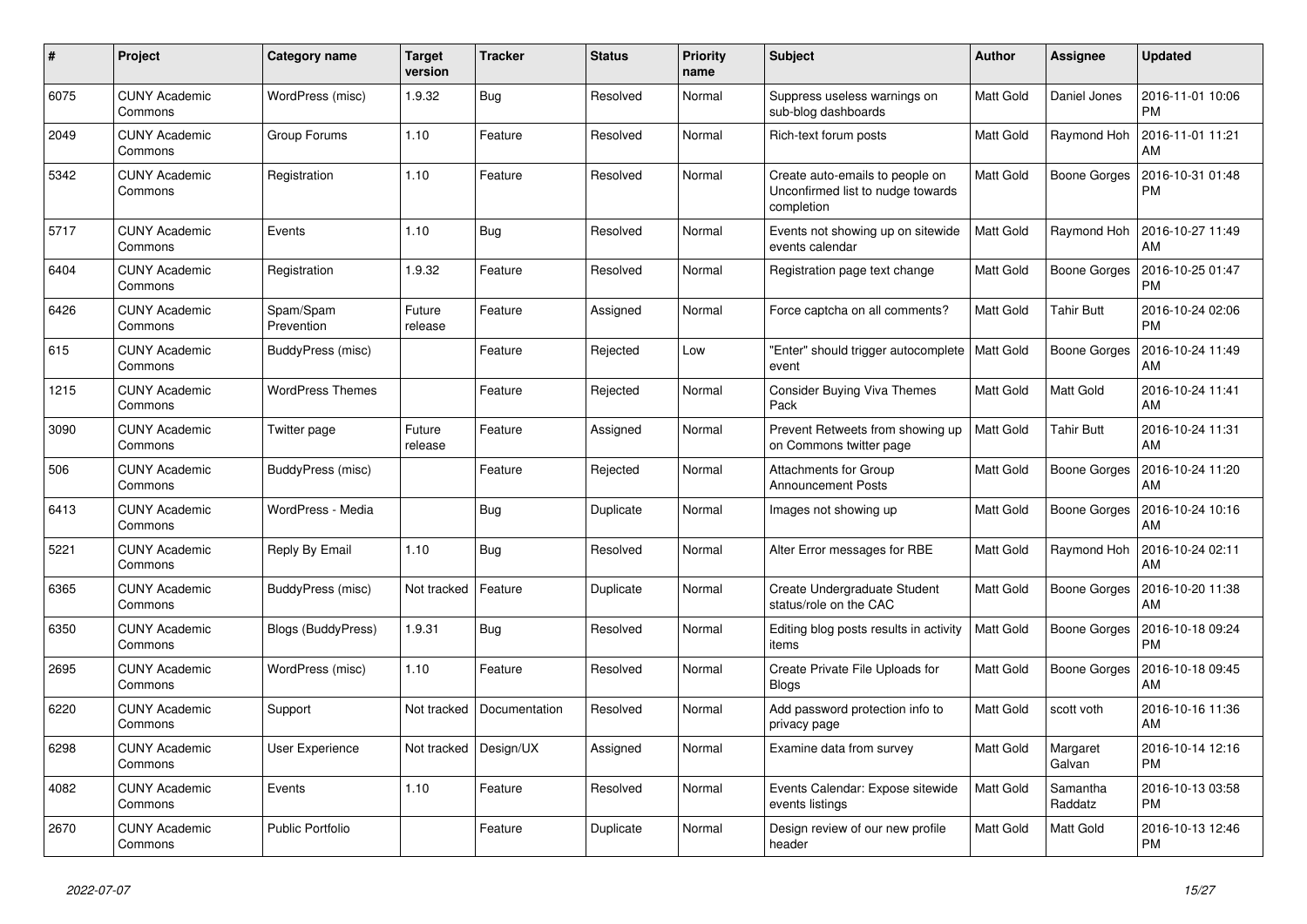| # | Project | Category name | Target version | Tracker | Status | Priority name | Subject | Author | Assignee | Updated |
|---|---|---|---|---|---|---|---|---|---|---|
| 6075 | CUNY Academic Commons | WordPress (misc) | 1.9.32 | Bug | Resolved | Normal | Suppress useless warnings on sub-blog dashboards | Matt Gold | Daniel Jones | 2016-11-01 10:06 PM |
| 2049 | CUNY Academic Commons | Group Forums | 1.10 | Feature | Resolved | Normal | Rich-text forum posts | Matt Gold | Raymond Hoh | 2016-11-01 11:21 AM |
| 5342 | CUNY Academic Commons | Registration | 1.10 | Feature | Resolved | Normal | Create auto-emails to people on Unconfirmed list to nudge towards completion | Matt Gold | Boone Gorges | 2016-10-31 01:48 PM |
| 5717 | CUNY Academic Commons | Events | 1.10 | Bug | Resolved | Normal | Events not showing up on sitewide events calendar | Matt Gold | Raymond Hoh | 2016-10-27 11:49 AM |
| 6404 | CUNY Academic Commons | Registration | 1.9.32 | Feature | Resolved | Normal | Registration page text change | Matt Gold | Boone Gorges | 2016-10-25 01:47 PM |
| 6426 | CUNY Academic Commons | Spam/Spam Prevention | Future release | Feature | Assigned | Normal | Force captcha on all comments? | Matt Gold | Tahir Butt | 2016-10-24 02:06 PM |
| 615 | CUNY Academic Commons | BuddyPress (misc) | | Feature | Rejected | Low | "Enter" should trigger autocomplete event | Matt Gold | Boone Gorges | 2016-10-24 11:49 AM |
| 1215 | CUNY Academic Commons | WordPress Themes | | Feature | Rejected | Normal | Consider Buying Viva Themes Pack | Matt Gold | Matt Gold | 2016-10-24 11:41 AM |
| 3090 | CUNY Academic Commons | Twitter page | Future release | Feature | Assigned | Normal | Prevent Retweets from showing up on Commons twitter page | Matt Gold | Tahir Butt | 2016-10-24 11:31 AM |
| 506 | CUNY Academic Commons | BuddyPress (misc) | | Feature | Rejected | Normal | Attachments for Group Announcement Posts | Matt Gold | Boone Gorges | 2016-10-24 11:20 AM |
| 6413 | CUNY Academic Commons | WordPress - Media | | Bug | Duplicate | Normal | Images not showing up | Matt Gold | Boone Gorges | 2016-10-24 10:16 AM |
| 5221 | CUNY Academic Commons | Reply By Email | 1.10 | Bug | Resolved | Normal | Alter Error messages for RBE | Matt Gold | Raymond Hoh | 2016-10-24 02:11 AM |
| 6365 | CUNY Academic Commons | BuddyPress (misc) | Not tracked | Feature | Duplicate | Normal | Create Undergraduate Student status/role on the CAC | Matt Gold | Boone Gorges | 2016-10-20 11:38 AM |
| 6350 | CUNY Academic Commons | Blogs (BuddyPress) | 1.9.31 | Bug | Resolved | Normal | Editing blog posts results in activity items | Matt Gold | Boone Gorges | 2016-10-18 09:24 PM |
| 2695 | CUNY Academic Commons | WordPress (misc) | 1.10 | Feature | Resolved | Normal | Create Private File Uploads for Blogs | Matt Gold | Boone Gorges | 2016-10-18 09:45 AM |
| 6220 | CUNY Academic Commons | Support | Not tracked | Documentation | Resolved | Normal | Add password protection info to privacy page | Matt Gold | scott voth | 2016-10-16 11:36 AM |
| 6298 | CUNY Academic Commons | User Experience | Not tracked | Design/UX | Assigned | Normal | Examine data from survey | Matt Gold | Margaret Galvan | 2016-10-14 12:16 PM |
| 4082 | CUNY Academic Commons | Events | 1.10 | Feature | Resolved | Normal | Events Calendar: Expose sitewide events listings | Matt Gold | Samantha Raddatz | 2016-10-13 03:58 PM |
| 2670 | CUNY Academic Commons | Public Portfolio | | Feature | Duplicate | Normal | Design review of our new profile header | Matt Gold | Matt Gold | 2016-10-13 12:46 PM |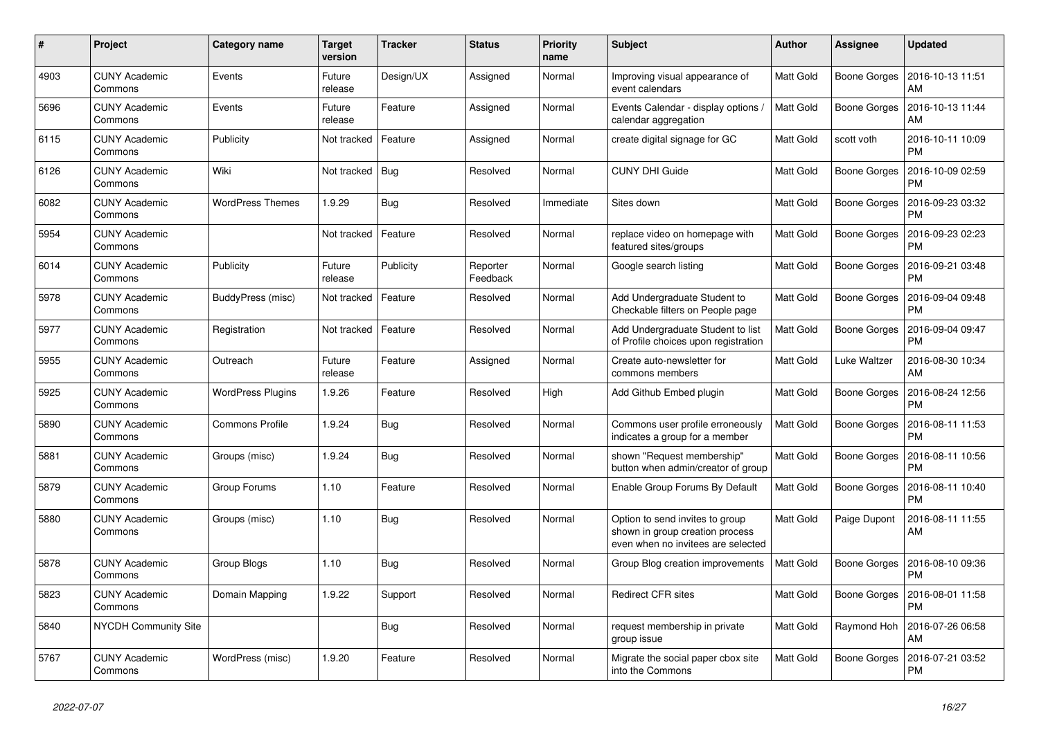| # | Project | Category name | Target version | Tracker | Status | Priority name | Subject | Author | Assignee | Updated |
|---|---|---|---|---|---|---|---|---|---|---|
| 4903 | CUNY Academic Commons | Events | Future release | Design/UX | Assigned | Normal | Improving visual appearance of event calendars | Matt Gold | Boone Gorges | 2016-10-13 11:51 AM |
| 5696 | CUNY Academic Commons | Events | Future release | Feature | Assigned | Normal | Events Calendar - display options / calendar aggregation | Matt Gold | Boone Gorges | 2016-10-13 11:44 AM |
| 6115 | CUNY Academic Commons | Publicity | Not tracked | Feature | Assigned | Normal | create digital signage for GC | Matt Gold | scott voth | 2016-10-11 10:09 PM |
| 6126 | CUNY Academic Commons | Wiki | Not tracked | Bug | Resolved | Normal | CUNY DHI Guide | Matt Gold | Boone Gorges | 2016-10-09 02:59 PM |
| 6082 | CUNY Academic Commons | WordPress Themes | 1.9.29 | Bug | Resolved | Immediate | Sites down | Matt Gold | Boone Gorges | 2016-09-23 03:32 PM |
| 5954 | CUNY Academic Commons | | Not tracked | Feature | Resolved | Normal | replace video on homepage with featured sites/groups | Matt Gold | Boone Gorges | 2016-09-23 02:23 PM |
| 6014 | CUNY Academic Commons | Publicity | Future release | Publicity | Reporter Feedback | Normal | Google search listing | Matt Gold | Boone Gorges | 2016-09-21 03:48 PM |
| 5978 | CUNY Academic Commons | BuddyPress (misc) | Not tracked | Feature | Resolved | Normal | Add Undergraduate Student to Checkable filters on People page | Matt Gold | Boone Gorges | 2016-09-04 09:48 PM |
| 5977 | CUNY Academic Commons | Registration | Not tracked | Feature | Resolved | Normal | Add Undergraduate Student to list of Profile choices upon registration | Matt Gold | Boone Gorges | 2016-09-04 09:47 PM |
| 5955 | CUNY Academic Commons | Outreach | Future release | Feature | Assigned | Normal | Create auto-newsletter for commons members | Matt Gold | Luke Waltzer | 2016-08-30 10:34 AM |
| 5925 | CUNY Academic Commons | WordPress Plugins | 1.9.26 | Feature | Resolved | High | Add Github Embed plugin | Matt Gold | Boone Gorges | 2016-08-24 12:56 PM |
| 5890 | CUNY Academic Commons | Commons Profile | 1.9.24 | Bug | Resolved | Normal | Commons user profile erroneously indicates a group for a member | Matt Gold | Boone Gorges | 2016-08-11 11:53 PM |
| 5881 | CUNY Academic Commons | Groups (misc) | 1.9.24 | Bug | Resolved | Normal | shown "Request membership" button when admin/creator of group | Matt Gold | Boone Gorges | 2016-08-11 10:56 PM |
| 5879 | CUNY Academic Commons | Group Forums | 1.10 | Feature | Resolved | Normal | Enable Group Forums By Default | Matt Gold | Boone Gorges | 2016-08-11 10:40 PM |
| 5880 | CUNY Academic Commons | Groups (misc) | 1.10 | Bug | Resolved | Normal | Option to send invites to group shown in group creation process even when no invitees are selected | Matt Gold | Paige Dupont | 2016-08-11 11:55 AM |
| 5878 | CUNY Academic Commons | Group Blogs | 1.10 | Bug | Resolved | Normal | Group Blog creation improvements | Matt Gold | Boone Gorges | 2016-08-10 09:36 PM |
| 5823 | CUNY Academic Commons | Domain Mapping | 1.9.22 | Support | Resolved | Normal | Redirect CFR sites | Matt Gold | Boone Gorges | 2016-08-01 11:58 PM |
| 5840 | NYCDH Community Site | | | Bug | Resolved | Normal | request membership in private group issue | Matt Gold | Raymond Hoh | 2016-07-26 06:58 AM |
| 5767 | CUNY Academic Commons | WordPress (misc) | 1.9.20 | Feature | Resolved | Normal | Migrate the social paper cbox site into the Commons | Matt Gold | Boone Gorges | 2016-07-21 03:52 PM |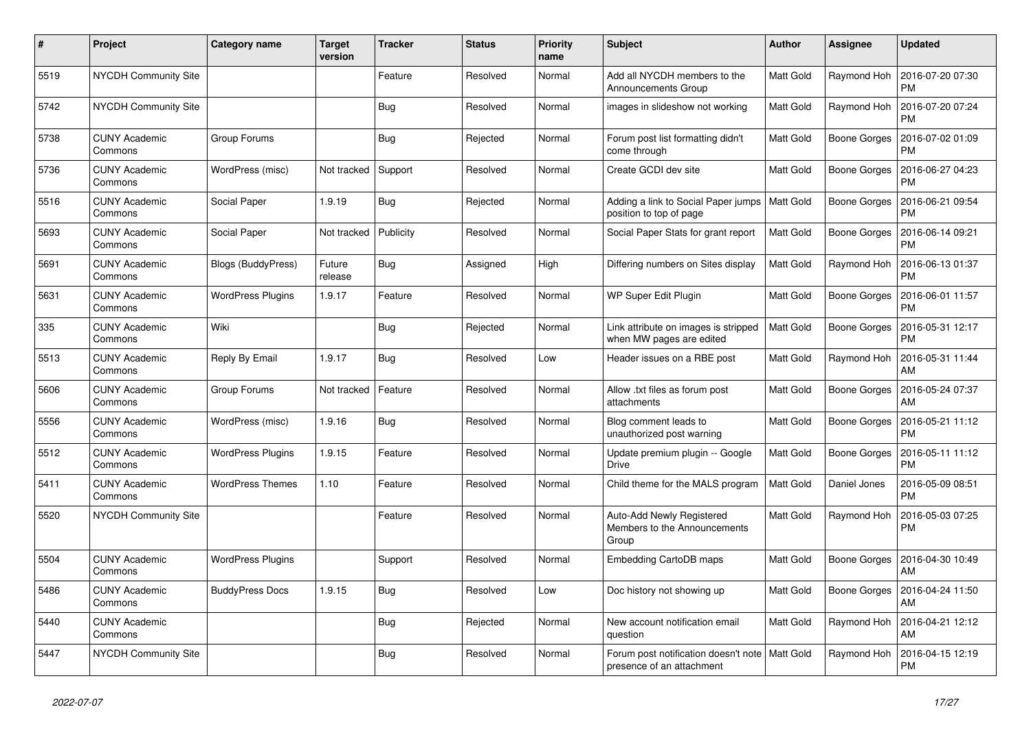| # | Project | Category name | Target version | Tracker | Status | Priority name | Subject | Author | Assignee | Updated |
|---|---|---|---|---|---|---|---|---|---|---|
| 5519 | NYCDH Community Site | | | Feature | Resolved | Normal | Add all NYCDH members to the Announcements Group | Matt Gold | Raymond Hoh | 2016-07-20 07:30 PM |
| 5742 | NYCDH Community Site | | | Bug | Resolved | Normal | images in slideshow not working | Matt Gold | Raymond Hoh | 2016-07-20 07:24 PM |
| 5738 | CUNY Academic Commons | Group Forums | | Bug | Rejected | Normal | Forum post list formatting didn't come through | Matt Gold | Boone Gorges | 2016-07-02 01:09 PM |
| 5736 | CUNY Academic Commons | WordPress (misc) | Not tracked | Support | Resolved | Normal | Create GCDI dev site | Matt Gold | Boone Gorges | 2016-06-27 04:23 PM |
| 5516 | CUNY Academic Commons | Social Paper | 1.9.19 | Bug | Rejected | Normal | Adding a link to Social Paper jumps position to top of page | Matt Gold | Boone Gorges | 2016-06-21 09:54 PM |
| 5693 | CUNY Academic Commons | Social Paper | Not tracked | Publicity | Resolved | Normal | Social Paper Stats for grant report | Matt Gold | Boone Gorges | 2016-06-14 09:21 PM |
| 5691 | CUNY Academic Commons | Blogs (BuddyPress) | Future release | Bug | Assigned | High | Differing numbers on Sites display | Matt Gold | Raymond Hoh | 2016-06-13 01:37 PM |
| 5631 | CUNY Academic Commons | WordPress Plugins | 1.9.17 | Feature | Resolved | Normal | WP Super Edit Plugin | Matt Gold | Boone Gorges | 2016-06-01 11:57 PM |
| 335 | CUNY Academic Commons | Wiki | | Bug | Rejected | Normal | Link attribute on images is stripped when MW pages are edited | Matt Gold | Boone Gorges | 2016-05-31 12:17 PM |
| 5513 | CUNY Academic Commons | Reply By Email | 1.9.17 | Bug | Resolved | Low | Header issues on a RBE post | Matt Gold | Raymond Hoh | 2016-05-31 11:44 AM |
| 5606 | CUNY Academic Commons | Group Forums | Not tracked | Feature | Resolved | Normal | Allow .txt files as forum post attachments | Matt Gold | Boone Gorges | 2016-05-24 07:37 AM |
| 5556 | CUNY Academic Commons | WordPress (misc) | 1.9.16 | Bug | Resolved | Normal | Blog comment leads to unauthorized post warning | Matt Gold | Boone Gorges | 2016-05-21 11:12 PM |
| 5512 | CUNY Academic Commons | WordPress Plugins | 1.9.15 | Feature | Resolved | Normal | Update premium plugin -- Google Drive | Matt Gold | Boone Gorges | 2016-05-11 11:12 PM |
| 5411 | CUNY Academic Commons | WordPress Themes | 1.10 | Feature | Resolved | Normal | Child theme for the MALS program | Matt Gold | Daniel Jones | 2016-05-09 08:51 PM |
| 5520 | NYCDH Community Site | | | Feature | Resolved | Normal | Auto-Add Newly Registered Members to the Announcements Group | Matt Gold | Raymond Hoh | 2016-05-03 07:25 PM |
| 5504 | CUNY Academic Commons | WordPress Plugins | | Support | Resolved | Normal | Embedding CartoDB maps | Matt Gold | Boone Gorges | 2016-04-30 10:49 AM |
| 5486 | CUNY Academic Commons | BuddyPress Docs | 1.9.15 | Bug | Resolved | Low | Doc history not showing up | Matt Gold | Boone Gorges | 2016-04-24 11:50 AM |
| 5440 | CUNY Academic Commons | | | Bug | Rejected | Normal | New account notification email question | Matt Gold | Raymond Hoh | 2016-04-21 12:12 AM |
| 5447 | NYCDH Community Site | | | Bug | Resolved | Normal | Forum post notification doesn't note presence of an attachment | Matt Gold | Raymond Hoh | 2016-04-15 12:19 PM |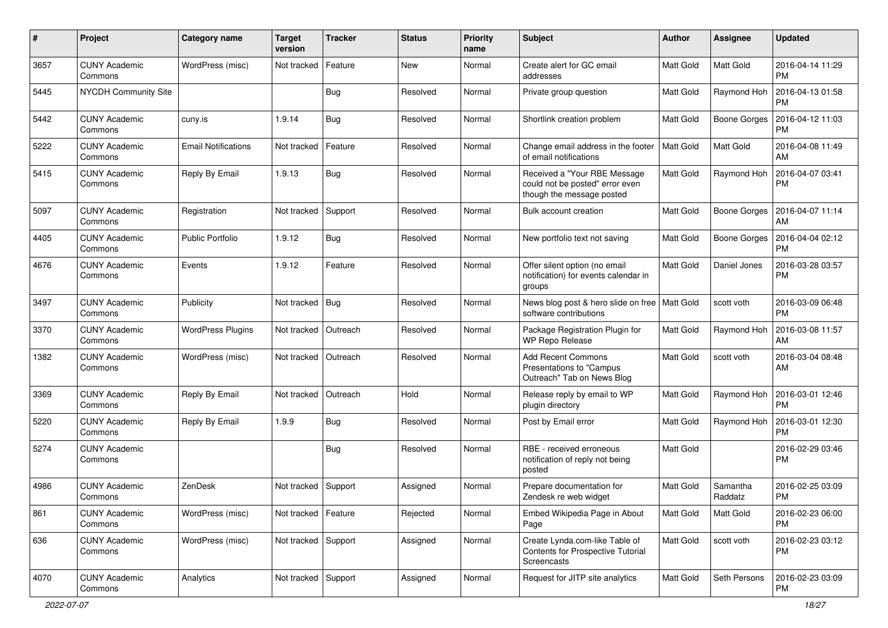| # | Project | Category name | Target version | Tracker | Status | Priority name | Subject | Author | Assignee | Updated |
|---|---|---|---|---|---|---|---|---|---|---|
| 3657 | CUNY Academic Commons | WordPress (misc) | Not tracked | Feature | New | Normal | Create alert for GC email addresses | Matt Gold | Matt Gold | 2016-04-14 11:29 PM |
| 5445 | NYCDH Community Site | | | Bug | Resolved | Normal | Private group question | Matt Gold | Raymond Hoh | 2016-04-13 01:58 PM |
| 5442 | CUNY Academic Commons | cuny.is | 1.9.14 | Bug | Resolved | Normal | Shortlink creation problem | Matt Gold | Boone Gorges | 2016-04-12 11:03 PM |
| 5222 | CUNY Academic Commons | Email Notifications | Not tracked | Feature | Resolved | Normal | Change email address in the footer of email notifications | Matt Gold | Matt Gold | 2016-04-08 11:49 AM |
| 5415 | CUNY Academic Commons | Reply By Email | 1.9.13 | Bug | Resolved | Normal | Received a "Your RBE Message could not be posted" error even though the message posted | Matt Gold | Raymond Hoh | 2016-04-07 03:41 PM |
| 5097 | CUNY Academic Commons | Registration | Not tracked | Support | Resolved | Normal | Bulk account creation | Matt Gold | Boone Gorges | 2016-04-07 11:14 AM |
| 4405 | CUNY Academic Commons | Public Portfolio | 1.9.12 | Bug | Resolved | Normal | New portfolio text not saving | Matt Gold | Boone Gorges | 2016-04-04 02:12 PM |
| 4676 | CUNY Academic Commons | Events | 1.9.12 | Feature | Resolved | Normal | Offer silent option (no email notification) for events calendar in groups | Matt Gold | Daniel Jones | 2016-03-28 03:57 PM |
| 3497 | CUNY Academic Commons | Publicity | Not tracked | Bug | Resolved | Normal | News blog post & hero slide on free software contributions | Matt Gold | scott voth | 2016-03-09 06:48 PM |
| 3370 | CUNY Academic Commons | WordPress Plugins | Not tracked | Outreach | Resolved | Normal | Package Registration Plugin for WP Repo Release | Matt Gold | Raymond Hoh | 2016-03-08 11:57 AM |
| 1382 | CUNY Academic Commons | WordPress (misc) | Not tracked | Outreach | Resolved | Normal | Add Recent Commons Presentations to "Campus Outreach" Tab on News Blog | Matt Gold | scott voth | 2016-03-04 08:48 AM |
| 3369 | CUNY Academic Commons | Reply By Email | Not tracked | Outreach | Hold | Normal | Release reply by email to WP plugin directory | Matt Gold | Raymond Hoh | 2016-03-01 12:46 PM |
| 5220 | CUNY Academic Commons | Reply By Email | 1.9.9 | Bug | Resolved | Normal | Post by Email error | Matt Gold | Raymond Hoh | 2016-03-01 12:30 PM |
| 5274 | CUNY Academic Commons | | | Bug | Resolved | Normal | RBE - received erroneous notification of reply not being posted | Matt Gold | | 2016-02-29 03:46 PM |
| 4986 | CUNY Academic Commons | ZenDesk | Not tracked | Support | Assigned | Normal | Prepare documentation for Zendesk re web widget | Matt Gold | Samantha Raddatz | 2016-02-25 03:09 PM |
| 861 | CUNY Academic Commons | WordPress (misc) | Not tracked | Feature | Rejected | Normal | Embed Wikipedia Page in About Page | Matt Gold | Matt Gold | 2016-02-23 06:00 PM |
| 636 | CUNY Academic Commons | WordPress (misc) | Not tracked | Support | Assigned | Normal | Create Lynda.com-like Table of Contents for Prospective Tutorial Screencasts | Matt Gold | scott voth | 2016-02-23 03:12 PM |
| 4070 | CUNY Academic Commons | Analytics | Not tracked | Support | Assigned | Normal | Request for JITP site analytics | Matt Gold | Seth Persons | 2016-02-23 03:09 PM |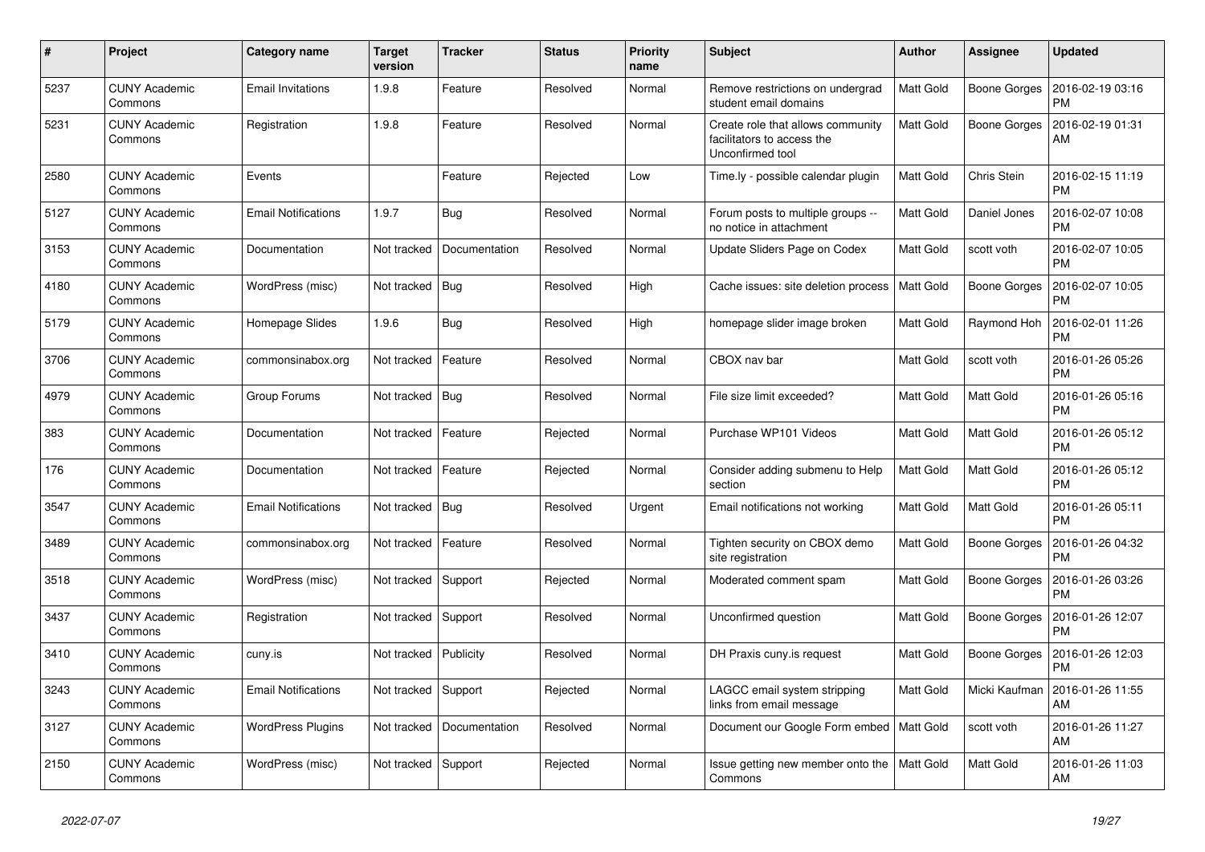| # | Project | Category name | Target version | Tracker | Status | Priority name | Subject | Author | Assignee | Updated |
|---|---|---|---|---|---|---|---|---|---|---|
| 5237 | CUNY Academic Commons | Email Invitations | 1.9.8 | Feature | Resolved | Normal | Remove restrictions on undergrad student email domains | Matt Gold | Boone Gorges | 2016-02-19 03:16 PM |
| 5231 | CUNY Academic Commons | Registration | 1.9.8 | Feature | Resolved | Normal | Create role that allows community facilitators to access the Unconfirmed tool | Matt Gold | Boone Gorges | 2016-02-19 01:31 AM |
| 2580 | CUNY Academic Commons | Events | | Feature | Rejected | Low | Time.ly - possible calendar plugin | Matt Gold | Chris Stein | 2016-02-15 11:19 PM |
| 5127 | CUNY Academic Commons | Email Notifications | 1.9.7 | Bug | Resolved | Normal | Forum posts to multiple groups -- no notice in attachment | Matt Gold | Daniel Jones | 2016-02-07 10:08 PM |
| 3153 | CUNY Academic Commons | Documentation | Not tracked | Documentation | Resolved | Normal | Update Sliders Page on Codex | Matt Gold | scott voth | 2016-02-07 10:05 PM |
| 4180 | CUNY Academic Commons | WordPress (misc) | Not tracked | Bug | Resolved | High | Cache issues: site deletion process | Matt Gold | Boone Gorges | 2016-02-07 10:05 PM |
| 5179 | CUNY Academic Commons | Homepage Slides | 1.9.6 | Bug | Resolved | High | homepage slider image broken | Matt Gold | Raymond Hoh | 2016-02-01 11:26 PM |
| 3706 | CUNY Academic Commons | commonsinabox.org | Not tracked | Feature | Resolved | Normal | CBOX nav bar | Matt Gold | scott voth | 2016-01-26 05:26 PM |
| 4979 | CUNY Academic Commons | Group Forums | Not tracked | Bug | Resolved | Normal | File size limit exceeded? | Matt Gold | Matt Gold | 2016-01-26 05:16 PM |
| 383 | CUNY Academic Commons | Documentation | Not tracked | Feature | Rejected | Normal | Purchase WP101 Videos | Matt Gold | Matt Gold | 2016-01-26 05:12 PM |
| 176 | CUNY Academic Commons | Documentation | Not tracked | Feature | Rejected | Normal | Consider adding submenu to Help section | Matt Gold | Matt Gold | 2016-01-26 05:12 PM |
| 3547 | CUNY Academic Commons | Email Notifications | Not tracked | Bug | Resolved | Urgent | Email notifications not working | Matt Gold | Matt Gold | 2016-01-26 05:11 PM |
| 3489 | CUNY Academic Commons | commonsinabox.org | Not tracked | Feature | Resolved | Normal | Tighten security on CBOX demo site registration | Matt Gold | Boone Gorges | 2016-01-26 04:32 PM |
| 3518 | CUNY Academic Commons | WordPress (misc) | Not tracked | Support | Rejected | Normal | Moderated comment spam | Matt Gold | Boone Gorges | 2016-01-26 03:26 PM |
| 3437 | CUNY Academic Commons | Registration | Not tracked | Support | Resolved | Normal | Unconfirmed question | Matt Gold | Boone Gorges | 2016-01-26 12:07 PM |
| 3410 | CUNY Academic Commons | cuny.is | Not tracked | Publicity | Resolved | Normal | DH Praxis cuny.is request | Matt Gold | Boone Gorges | 2016-01-26 12:03 PM |
| 3243 | CUNY Academic Commons | Email Notifications | Not tracked | Support | Rejected | Normal | LAGCC email system stripping links from email message | Matt Gold | Micki Kaufman | 2016-01-26 11:55 AM |
| 3127 | CUNY Academic Commons | WordPress Plugins | Not tracked | Documentation | Resolved | Normal | Document our Google Form embed | Matt Gold | scott voth | 2016-01-26 11:27 AM |
| 2150 | CUNY Academic Commons | WordPress (misc) | Not tracked | Support | Rejected | Normal | Issue getting new member onto the Commons | Matt Gold | Matt Gold | 2016-01-26 11:03 AM |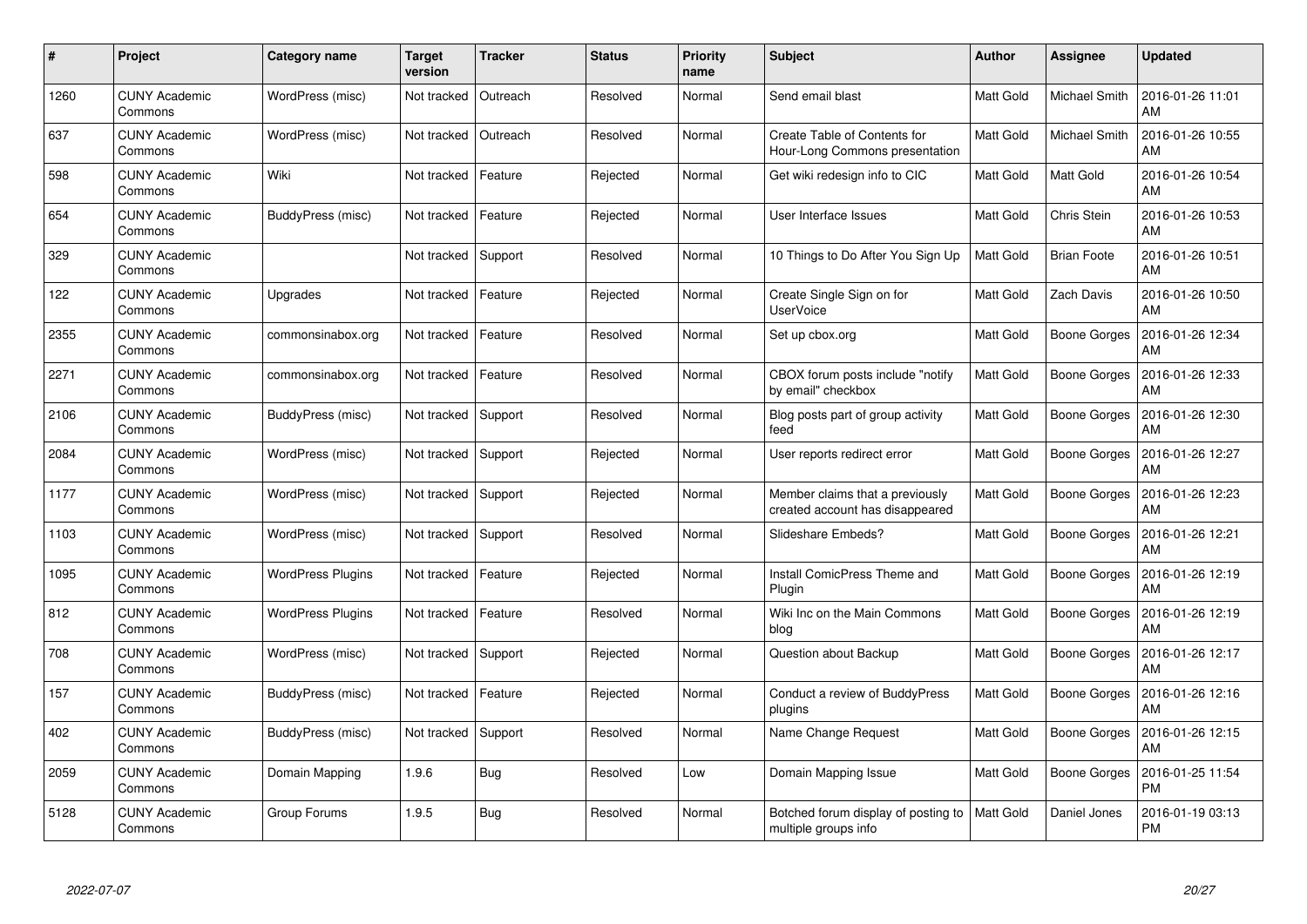| # | Project | Category name | Target version | Tracker | Status | Priority name | Subject | Author | Assignee | Updated |
|---|---|---|---|---|---|---|---|---|---|---|
| 1260 | CUNY Academic Commons | WordPress (misc) | Not tracked | Outreach | Resolved | Normal | Send email blast | Matt Gold | Michael Smith | 2016-01-26 11:01 AM |
| 637 | CUNY Academic Commons | WordPress (misc) | Not tracked | Outreach | Resolved | Normal | Create Table of Contents for Hour-Long Commons presentation | Matt Gold | Michael Smith | 2016-01-26 10:55 AM |
| 598 | CUNY Academic Commons | Wiki | Not tracked | Feature | Rejected | Normal | Get wiki redesign info to CIC | Matt Gold | Matt Gold | 2016-01-26 10:54 AM |
| 654 | CUNY Academic Commons | BuddyPress (misc) | Not tracked | Feature | Rejected | Normal | User Interface Issues | Matt Gold | Chris Stein | 2016-01-26 10:53 AM |
| 329 | CUNY Academic Commons | | Not tracked | Support | Resolved | Normal | 10 Things to Do After You Sign Up | Matt Gold | Brian Foote | 2016-01-26 10:51 AM |
| 122 | CUNY Academic Commons | Upgrades | Not tracked | Feature | Rejected | Normal | Create Single Sign on for UserVoice | Matt Gold | Zach Davis | 2016-01-26 10:50 AM |
| 2355 | CUNY Academic Commons | commonsinabox.org | Not tracked | Feature | Resolved | Normal | Set up cbox.org | Matt Gold | Boone Gorges | 2016-01-26 12:34 AM |
| 2271 | CUNY Academic Commons | commonsinabox.org | Not tracked | Feature | Resolved | Normal | CBOX forum posts include "notify by email" checkbox | Matt Gold | Boone Gorges | 2016-01-26 12:33 AM |
| 2106 | CUNY Academic Commons | BuddyPress (misc) | Not tracked | Support | Resolved | Normal | Blog posts part of group activity feed | Matt Gold | Boone Gorges | 2016-01-26 12:30 AM |
| 2084 | CUNY Academic Commons | WordPress (misc) | Not tracked | Support | Rejected | Normal | User reports redirect error | Matt Gold | Boone Gorges | 2016-01-26 12:27 AM |
| 1177 | CUNY Academic Commons | WordPress (misc) | Not tracked | Support | Rejected | Normal | Member claims that a previously created account has disappeared | Matt Gold | Boone Gorges | 2016-01-26 12:23 AM |
| 1103 | CUNY Academic Commons | WordPress (misc) | Not tracked | Support | Resolved | Normal | Slideshare Embeds? | Matt Gold | Boone Gorges | 2016-01-26 12:21 AM |
| 1095 | CUNY Academic Commons | WordPress Plugins | Not tracked | Feature | Rejected | Normal | Install ComicPress Theme and Plugin | Matt Gold | Boone Gorges | 2016-01-26 12:19 AM |
| 812 | CUNY Academic Commons | WordPress Plugins | Not tracked | Feature | Resolved | Normal | Wiki Inc on the Main Commons blog | Matt Gold | Boone Gorges | 2016-01-26 12:19 AM |
| 708 | CUNY Academic Commons | WordPress (misc) | Not tracked | Support | Rejected | Normal | Question about Backup | Matt Gold | Boone Gorges | 2016-01-26 12:17 AM |
| 157 | CUNY Academic Commons | BuddyPress (misc) | Not tracked | Feature | Rejected | Normal | Conduct a review of BuddyPress plugins | Matt Gold | Boone Gorges | 2016-01-26 12:16 AM |
| 402 | CUNY Academic Commons | BuddyPress (misc) | Not tracked | Support | Resolved | Normal | Name Change Request | Matt Gold | Boone Gorges | 2016-01-26 12:15 AM |
| 2059 | CUNY Academic Commons | Domain Mapping | 1.9.6 | Bug | Resolved | Low | Domain Mapping Issue | Matt Gold | Boone Gorges | 2016-01-25 11:54 PM |
| 5128 | CUNY Academic Commons | Group Forums | 1.9.5 | Bug | Resolved | Normal | Botched forum display of posting to multiple groups info | Matt Gold | Daniel Jones | 2016-01-19 03:13 PM |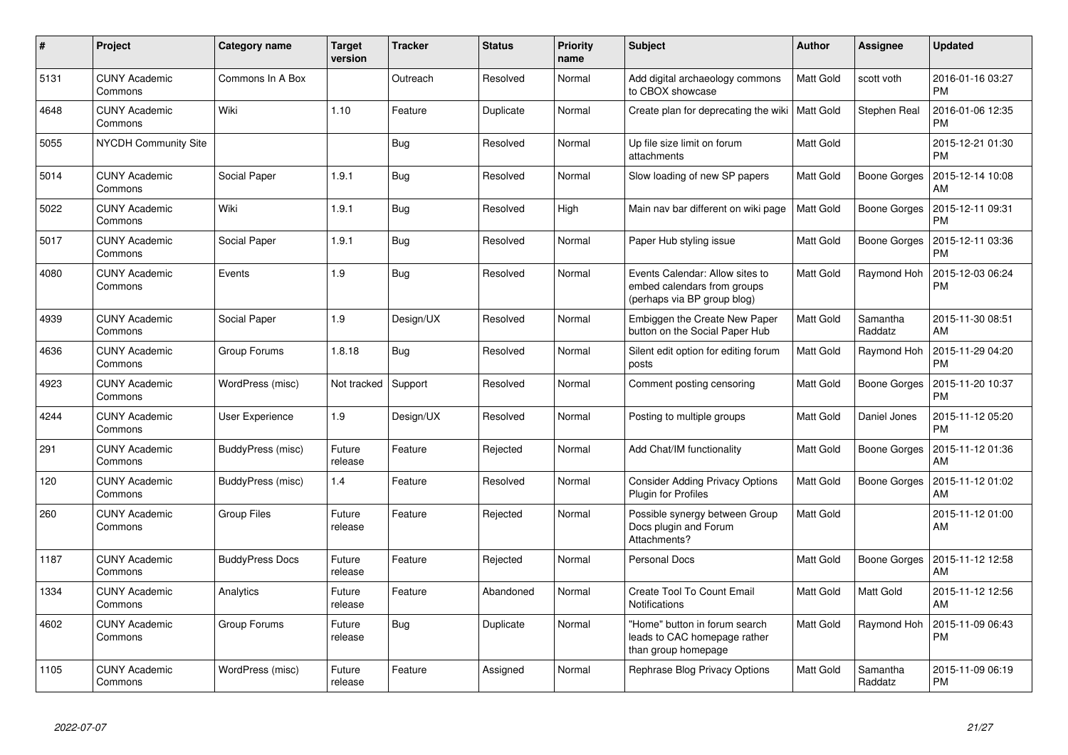| # | Project | Category name | Target version | Tracker | Status | Priority name | Subject | Author | Assignee | Updated |
|---|---|---|---|---|---|---|---|---|---|---|
| 5131 | CUNY Academic Commons | Commons In A Box | | Outreach | Resolved | Normal | Add digital archaeology commons to CBOX showcase | Matt Gold | scott voth | 2016-01-16 03:27 PM |
| 4648 | CUNY Academic Commons | Wiki | 1.10 | Feature | Duplicate | Normal | Create plan for deprecating the wiki | Matt Gold | Stephen Real | 2016-01-06 12:35 PM |
| 5055 | NYCDH Community Site | | | Bug | Resolved | Normal | Up file size limit on forum attachments | Matt Gold | | 2015-12-21 01:30 PM |
| 5014 | CUNY Academic Commons | Social Paper | 1.9.1 | Bug | Resolved | Normal | Slow loading of new SP papers | Matt Gold | Boone Gorges | 2015-12-14 10:08 AM |
| 5022 | CUNY Academic Commons | Wiki | 1.9.1 | Bug | Resolved | High | Main nav bar different on wiki page | Matt Gold | Boone Gorges | 2015-12-11 09:31 PM |
| 5017 | CUNY Academic Commons | Social Paper | 1.9.1 | Bug | Resolved | Normal | Paper Hub styling issue | Matt Gold | Boone Gorges | 2015-12-11 03:36 PM |
| 4080 | CUNY Academic Commons | Events | 1.9 | Bug | Resolved | Normal | Events Calendar: Allow sites to embed calendars from groups (perhaps via BP group blog) | Matt Gold | Raymond Hoh | 2015-12-03 06:24 PM |
| 4939 | CUNY Academic Commons | Social Paper | 1.9 | Design/UX | Resolved | Normal | Embiggen the Create New Paper button on the Social Paper Hub | Matt Gold | Samantha Raddatz | 2015-11-30 08:51 AM |
| 4636 | CUNY Academic Commons | Group Forums | 1.8.18 | Bug | Resolved | Normal | Silent edit option for editing forum posts | Matt Gold | Raymond Hoh | 2015-11-29 04:20 PM |
| 4923 | CUNY Academic Commons | WordPress (misc) | Not tracked | Support | Resolved | Normal | Comment posting censoring | Matt Gold | Boone Gorges | 2015-11-20 10:37 PM |
| 4244 | CUNY Academic Commons | User Experience | 1.9 | Design/UX | Resolved | Normal | Posting to multiple groups | Matt Gold | Daniel Jones | 2015-11-12 05:20 PM |
| 291 | CUNY Academic Commons | BuddyPress (misc) | Future release | Feature | Rejected | Normal | Add Chat/IM functionality | Matt Gold | Boone Gorges | 2015-11-12 01:36 AM |
| 120 | CUNY Academic Commons | BuddyPress (misc) | 1.4 | Feature | Resolved | Normal | Consider Adding Privacy Options Plugin for Profiles | Matt Gold | Boone Gorges | 2015-11-12 01:02 AM |
| 260 | CUNY Academic Commons | Group Files | Future release | Feature | Rejected | Normal | Possible synergy between Group Docs plugin and Forum Attachments? | Matt Gold | | 2015-11-12 01:00 AM |
| 1187 | CUNY Academic Commons | BuddyPress Docs | Future release | Feature | Rejected | Normal | Personal Docs | Matt Gold | Boone Gorges | 2015-11-12 12:58 AM |
| 1334 | CUNY Academic Commons | Analytics | Future release | Feature | Abandoned | Normal | Create Tool To Count Email Notifications | Matt Gold | Matt Gold | 2015-11-12 12:56 AM |
| 4602 | CUNY Academic Commons | Group Forums | Future release | Bug | Duplicate | Normal | "Home" button in forum search leads to CAC homepage rather than group homepage | Matt Gold | Raymond Hoh | 2015-11-09 06:43 PM |
| 1105 | CUNY Academic Commons | WordPress (misc) | Future release | Feature | Assigned | Normal | Rephrase Blog Privacy Options | Matt Gold | Samantha Raddatz | 2015-11-09 06:19 PM |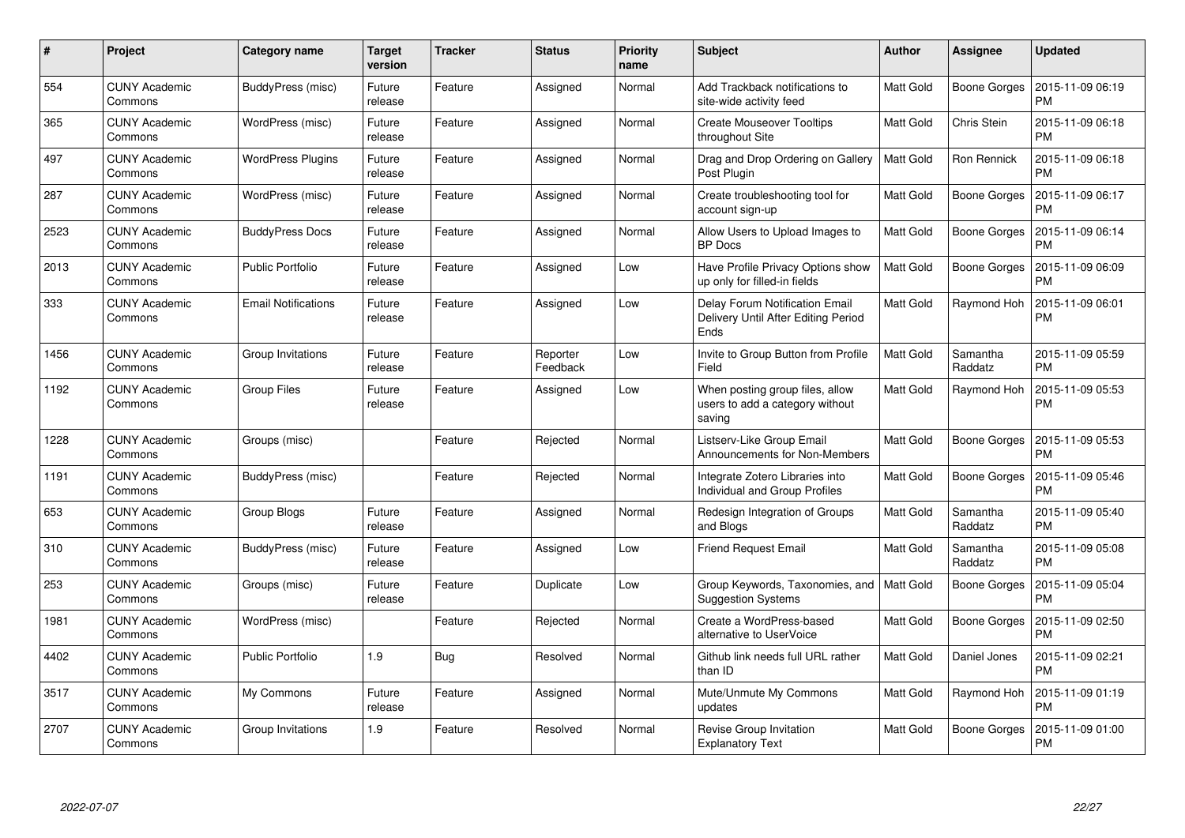| # | Project | Category name | Target version | Tracker | Status | Priority name | Subject | Author | Assignee | Updated |
|---|---|---|---|---|---|---|---|---|---|---|
| 554 | CUNY Academic Commons | BuddyPress (misc) | Future release | Feature | Assigned | Normal | Add Trackback notifications to site-wide activity feed | Matt Gold | Boone Gorges | 2015-11-09 06:19 PM |
| 365 | CUNY Academic Commons | WordPress (misc) | Future release | Feature | Assigned | Normal | Create Mouseover Tooltips throughout Site | Matt Gold | Chris Stein | 2015-11-09 06:18 PM |
| 497 | CUNY Academic Commons | WordPress Plugins | Future release | Feature | Assigned | Normal | Drag and Drop Ordering on Gallery Post Plugin | Matt Gold | Ron Rennick | 2015-11-09 06:18 PM |
| 287 | CUNY Academic Commons | WordPress (misc) | Future release | Feature | Assigned | Normal | Create troubleshooting tool for account sign-up | Matt Gold | Boone Gorges | 2015-11-09 06:17 PM |
| 2523 | CUNY Academic Commons | BuddyPress Docs | Future release | Feature | Assigned | Normal | Allow Users to Upload Images to BP Docs | Matt Gold | Boone Gorges | 2015-11-09 06:14 PM |
| 2013 | CUNY Academic Commons | Public Portfolio | Future release | Feature | Assigned | Low | Have Profile Privacy Options show up only for filled-in fields | Matt Gold | Boone Gorges | 2015-11-09 06:09 PM |
| 333 | CUNY Academic Commons | Email Notifications | Future release | Feature | Assigned | Low | Delay Forum Notification Email Delivery Until After Editing Period Ends | Matt Gold | Raymond Hoh | 2015-11-09 06:01 PM |
| 1456 | CUNY Academic Commons | Group Invitations | Future release | Feature | Reporter Feedback | Low | Invite to Group Button from Profile Field | Matt Gold | Samantha Raddatz | 2015-11-09 05:59 PM |
| 1192 | CUNY Academic Commons | Group Files | Future release | Feature | Assigned | Low | When posting group files, allow users to add a category without saving | Matt Gold | Raymond Hoh | 2015-11-09 05:53 PM |
| 1228 | CUNY Academic Commons | Groups (misc) | | Feature | Rejected | Normal | Listserv-Like Group Email Announcements for Non-Members | Matt Gold | Boone Gorges | 2015-11-09 05:53 PM |
| 1191 | CUNY Academic Commons | BuddyPress (misc) | | Feature | Rejected | Normal | Integrate Zotero Libraries into Individual and Group Profiles | Matt Gold | Boone Gorges | 2015-11-09 05:46 PM |
| 653 | CUNY Academic Commons | Group Blogs | Future release | Feature | Assigned | Normal | Redesign Integration of Groups and Blogs | Matt Gold | Samantha Raddatz | 2015-11-09 05:40 PM |
| 310 | CUNY Academic Commons | BuddyPress (misc) | Future release | Feature | Assigned | Low | Friend Request Email | Matt Gold | Samantha Raddatz | 2015-11-09 05:08 PM |
| 253 | CUNY Academic Commons | Groups (misc) | Future release | Feature | Duplicate | Low | Group Keywords, Taxonomies, and Suggestion Systems | Matt Gold | Boone Gorges | 2015-11-09 05:04 PM |
| 1981 | CUNY Academic Commons | WordPress (misc) | | Feature | Rejected | Normal | Create a WordPress-based alternative to UserVoice | Matt Gold | Boone Gorges | 2015-11-09 02:50 PM |
| 4402 | CUNY Academic Commons | Public Portfolio | 1.9 | Bug | Resolved | Normal | Github link needs full URL rather than ID | Matt Gold | Daniel Jones | 2015-11-09 02:21 PM |
| 3517 | CUNY Academic Commons | My Commons | Future release | Feature | Assigned | Normal | Mute/Unmute My Commons updates | Matt Gold | Raymond Hoh | 2015-11-09 01:19 PM |
| 2707 | CUNY Academic Commons | Group Invitations | 1.9 | Feature | Resolved | Normal | Revise Group Invitation Explanatory Text | Matt Gold | Boone Gorges | 2015-11-09 01:00 PM |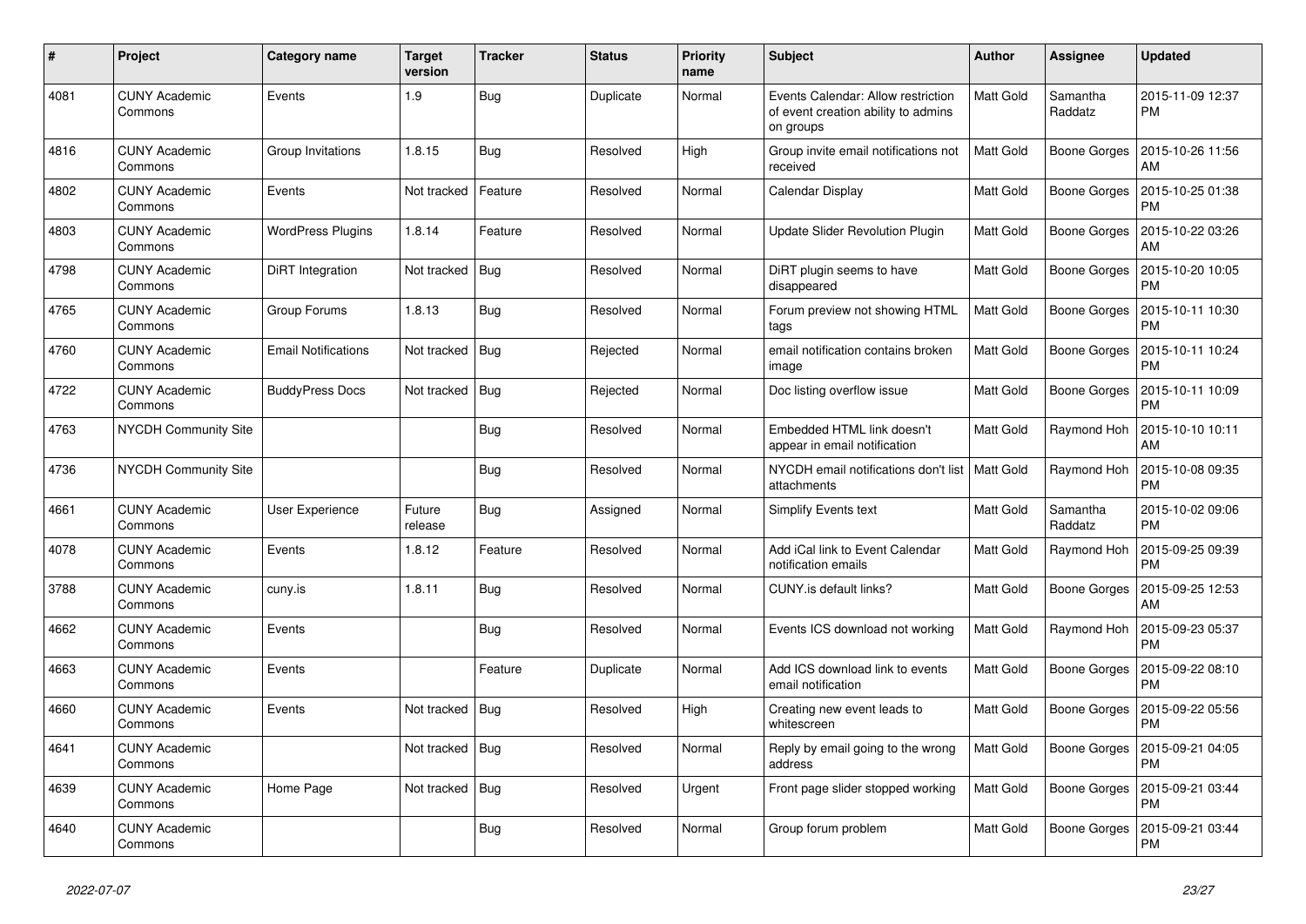| # | Project | Category name | Target version | Tracker | Status | Priority name | Subject | Author | Assignee | Updated |
|---|---|---|---|---|---|---|---|---|---|---|
| 4081 | CUNY Academic Commons | Events | 1.9 | Bug | Duplicate | Normal | Events Calendar: Allow restriction of event creation ability to admins on groups | Matt Gold | Samantha Raddatz | 2015-11-09 12:37 PM |
| 4816 | CUNY Academic Commons | Group Invitations | 1.8.15 | Bug | Resolved | High | Group invite email notifications not received | Matt Gold | Boone Gorges | 2015-10-26 11:56 AM |
| 4802 | CUNY Academic Commons | Events | Not tracked | Feature | Resolved | Normal | Calendar Display | Matt Gold | Boone Gorges | 2015-10-25 01:38 PM |
| 4803 | CUNY Academic Commons | WordPress Plugins | 1.8.14 | Feature | Resolved | Normal | Update Slider Revolution Plugin | Matt Gold | Boone Gorges | 2015-10-22 03:26 AM |
| 4798 | CUNY Academic Commons | DiRT Integration | Not tracked | Bug | Resolved | Normal | DiRT plugin seems to have disappeared | Matt Gold | Boone Gorges | 2015-10-20 10:05 PM |
| 4765 | CUNY Academic Commons | Group Forums | 1.8.13 | Bug | Resolved | Normal | Forum preview not showing HTML tags | Matt Gold | Boone Gorges | 2015-10-11 10:30 PM |
| 4760 | CUNY Academic Commons | Email Notifications | Not tracked | Bug | Rejected | Normal | email notification contains broken image | Matt Gold | Boone Gorges | 2015-10-11 10:24 PM |
| 4722 | CUNY Academic Commons | BuddyPress Docs | Not tracked | Bug | Rejected | Normal | Doc listing overflow issue | Matt Gold | Boone Gorges | 2015-10-11 10:09 PM |
| 4763 | NYCDH Community Site | | | Bug | Resolved | Normal | Embedded HTML link doesn't appear in email notification | Matt Gold | Raymond Hoh | 2015-10-10 10:11 AM |
| 4736 | NYCDH Community Site | | | Bug | Resolved | Normal | NYCDH email notifications don't list attachments | Matt Gold | Raymond Hoh | 2015-10-08 09:35 PM |
| 4661 | CUNY Academic Commons | User Experience | Future release | Bug | Assigned | Normal | Simplify Events text | Matt Gold | Samantha Raddatz | 2015-10-02 09:06 PM |
| 4078 | CUNY Academic Commons | Events | 1.8.12 | Feature | Resolved | Normal | Add iCal link to Event Calendar notification emails | Matt Gold | Raymond Hoh | 2015-09-25 09:39 PM |
| 3788 | CUNY Academic Commons | cuny.is | 1.8.11 | Bug | Resolved | Normal | CUNY.is default links? | Matt Gold | Boone Gorges | 2015-09-25 12:53 AM |
| 4662 | CUNY Academic Commons | Events | | Bug | Resolved | Normal | Events ICS download not working | Matt Gold | Raymond Hoh | 2015-09-23 05:37 PM |
| 4663 | CUNY Academic Commons | Events | | Feature | Duplicate | Normal | Add ICS download link to events email notification | Matt Gold | Boone Gorges | 2015-09-22 08:10 PM |
| 4660 | CUNY Academic Commons | Events | Not tracked | Bug | Resolved | High | Creating new event leads to whitescreen | Matt Gold | Boone Gorges | 2015-09-22 05:56 PM |
| 4641 | CUNY Academic Commons | | Not tracked | Bug | Resolved | Normal | Reply by email going to the wrong address | Matt Gold | Boone Gorges | 2015-09-21 04:05 PM |
| 4639 | CUNY Academic Commons | Home Page | Not tracked | Bug | Resolved | Urgent | Front page slider stopped working | Matt Gold | Boone Gorges | 2015-09-21 03:44 PM |
| 4640 | CUNY Academic Commons | | | Bug | Resolved | Normal | Group forum problem | Matt Gold | Boone Gorges | 2015-09-21 03:44 PM |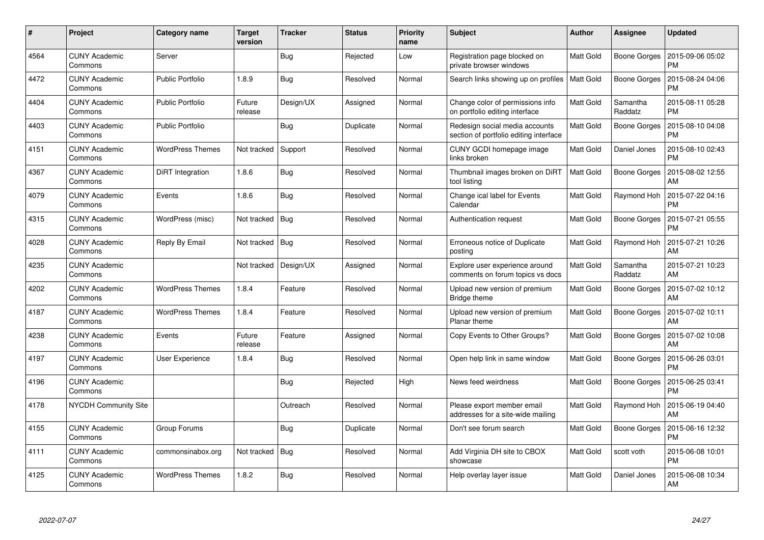| # | Project | Category name | Target version | Tracker | Status | Priority name | Subject | Author | Assignee | Updated |
|---|---|---|---|---|---|---|---|---|---|---|
| 4564 | CUNY Academic Commons | Server | | Bug | Rejected | Low | Registration page blocked on private browser windows | Matt Gold | Boone Gorges | 2015-09-06 05:02 PM |
| 4472 | CUNY Academic Commons | Public Portfolio | 1.8.9 | Bug | Resolved | Normal | Search links showing up on profiles | Matt Gold | Boone Gorges | 2015-08-24 04:06 PM |
| 4404 | CUNY Academic Commons | Public Portfolio | Future release | Design/UX | Assigned | Normal | Change color of permissions info on portfolio editing interface | Matt Gold | Samantha Raddatz | 2015-08-11 05:28 PM |
| 4403 | CUNY Academic Commons | Public Portfolio | | Bug | Duplicate | Normal | Redesign social media accounts section of portfolio editing interface | Matt Gold | Boone Gorges | 2015-08-10 04:08 PM |
| 4151 | CUNY Academic Commons | WordPress Themes | Not tracked | Support | Resolved | Normal | CUNY GCDI homepage image links broken | Matt Gold | Daniel Jones | 2015-08-10 02:43 PM |
| 4367 | CUNY Academic Commons | DiRT Integration | 1.8.6 | Bug | Resolved | Normal | Thumbnail images broken on DiRT tool listing | Matt Gold | Boone Gorges | 2015-08-02 12:55 AM |
| 4079 | CUNY Academic Commons | Events | 1.8.6 | Bug | Resolved | Normal | Change ical label for Events Calendar | Matt Gold | Raymond Hoh | 2015-07-22 04:16 PM |
| 4315 | CUNY Academic Commons | WordPress (misc) | Not tracked | Bug | Resolved | Normal | Authentication request | Matt Gold | Boone Gorges | 2015-07-21 05:55 PM |
| 4028 | CUNY Academic Commons | Reply By Email | Not tracked | Bug | Resolved | Normal | Erroneous notice of Duplicate posting | Matt Gold | Raymond Hoh | 2015-07-21 10:26 AM |
| 4235 | CUNY Academic Commons | | Not tracked | Design/UX | Assigned | Normal | Explore user experience around comments on forum topics vs docs | Matt Gold | Samantha Raddatz | 2015-07-21 10:23 AM |
| 4202 | CUNY Academic Commons | WordPress Themes | 1.8.4 | Feature | Resolved | Normal | Upload new version of premium Bridge theme | Matt Gold | Boone Gorges | 2015-07-02 10:12 AM |
| 4187 | CUNY Academic Commons | WordPress Themes | 1.8.4 | Feature | Resolved | Normal | Upload new version of premium Planar theme | Matt Gold | Boone Gorges | 2015-07-02 10:11 AM |
| 4238 | CUNY Academic Commons | Events | Future release | Feature | Assigned | Normal | Copy Events to Other Groups? | Matt Gold | Boone Gorges | 2015-07-02 10:08 AM |
| 4197 | CUNY Academic Commons | User Experience | 1.8.4 | Bug | Resolved | Normal | Open help link in same window | Matt Gold | Boone Gorges | 2015-06-26 03:01 PM |
| 4196 | CUNY Academic Commons | | | Bug | Rejected | High | News feed weirdness | Matt Gold | Boone Gorges | 2015-06-25 03:41 PM |
| 4178 | NYCDH Community Site | | | Outreach | Resolved | Normal | Please export member email addresses for a site-wide mailing | Matt Gold | Raymond Hoh | 2015-06-19 04:40 AM |
| 4155 | CUNY Academic Commons | Group Forums | | Bug | Duplicate | Normal | Don't see forum search | Matt Gold | Boone Gorges | 2015-06-16 12:32 PM |
| 4111 | CUNY Academic Commons | commonsinabox.org | Not tracked | Bug | Resolved | Normal | Add Virginia DH site to CBOX showcase | Matt Gold | scott voth | 2015-06-08 10:01 PM |
| 4125 | CUNY Academic Commons | WordPress Themes | 1.8.2 | Bug | Resolved | Normal | Help overlay layer issue | Matt Gold | Daniel Jones | 2015-06-08 10:34 AM |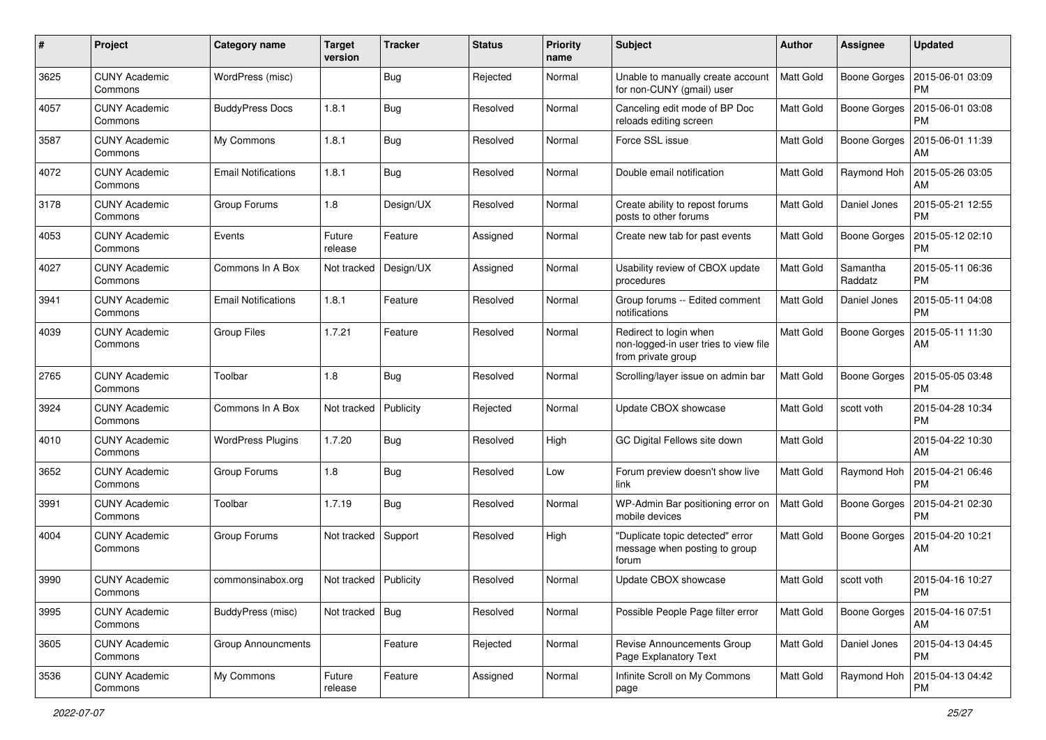| # | Project | Category name | Target version | Tracker | Status | Priority name | Subject | Author | Assignee | Updated |
|---|---|---|---|---|---|---|---|---|---|---|
| 3625 | CUNY Academic Commons | WordPress (misc) | | Bug | Rejected | Normal | Unable to manually create account for non-CUNY (gmail) user | Matt Gold | Boone Gorges | 2015-06-01 03:09 PM |
| 4057 | CUNY Academic Commons | BuddyPress Docs | 1.8.1 | Bug | Resolved | Normal | Canceling edit mode of BP Doc reloads editing screen | Matt Gold | Boone Gorges | 2015-06-01 03:08 PM |
| 3587 | CUNY Academic Commons | My Commons | 1.8.1 | Bug | Resolved | Normal | Force SSL issue | Matt Gold | Boone Gorges | 2015-06-01 11:39 AM |
| 4072 | CUNY Academic Commons | Email Notifications | 1.8.1 | Bug | Resolved | Normal | Double email notification | Matt Gold | Raymond Hoh | 2015-05-26 03:05 AM |
| 3178 | CUNY Academic Commons | Group Forums | 1.8 | Design/UX | Resolved | Normal | Create ability to repost forums posts to other forums | Matt Gold | Daniel Jones | 2015-05-21 12:55 PM |
| 4053 | CUNY Academic Commons | Events | Future release | Feature | Assigned | Normal | Create new tab for past events | Matt Gold | Boone Gorges | 2015-05-12 02:10 PM |
| 4027 | CUNY Academic Commons | Commons In A Box | Not tracked | Design/UX | Assigned | Normal | Usability review of CBOX update procedures | Matt Gold | Samantha Raddatz | 2015-05-11 06:36 PM |
| 3941 | CUNY Academic Commons | Email Notifications | 1.8.1 | Feature | Resolved | Normal | Group forums -- Edited comment notifications | Matt Gold | Daniel Jones | 2015-05-11 04:08 PM |
| 4039 | CUNY Academic Commons | Group Files | 1.7.21 | Feature | Resolved | Normal | Redirect to login when non-logged-in user tries to view file from private group | Matt Gold | Boone Gorges | 2015-05-11 11:30 AM |
| 2765 | CUNY Academic Commons | Toolbar | 1.8 | Bug | Resolved | Normal | Scrolling/layer issue on admin bar | Matt Gold | Boone Gorges | 2015-05-05 03:48 PM |
| 3924 | CUNY Academic Commons | Commons In A Box | Not tracked | Publicity | Rejected | Normal | Update CBOX showcase | Matt Gold | scott voth | 2015-04-28 10:34 PM |
| 4010 | CUNY Academic Commons | WordPress Plugins | 1.7.20 | Bug | Resolved | High | GC Digital Fellows site down | Matt Gold | | 2015-04-22 10:30 AM |
| 3652 | CUNY Academic Commons | Group Forums | 1.8 | Bug | Resolved | Low | Forum preview doesn't show live link | Matt Gold | Raymond Hoh | 2015-04-21 06:46 PM |
| 3991 | CUNY Academic Commons | Toolbar | 1.7.19 | Bug | Resolved | Normal | WP-Admin Bar positioning error on mobile devices | Matt Gold | Boone Gorges | 2015-04-21 02:30 PM |
| 4004 | CUNY Academic Commons | Group Forums | Not tracked | Support | Resolved | High | "Duplicate topic detected" error message when posting to group forum | Matt Gold | Boone Gorges | 2015-04-20 10:21 AM |
| 3990 | CUNY Academic Commons | commonsinabox.org | Not tracked | Publicity | Resolved | Normal | Update CBOX showcase | Matt Gold | scott voth | 2015-04-16 10:27 PM |
| 3995 | CUNY Academic Commons | BuddyPress (misc) | Not tracked | Bug | Resolved | Normal | Possible People Page filter error | Matt Gold | Boone Gorges | 2015-04-16 07:51 AM |
| 3605 | CUNY Academic Commons | Group Announcments | | Feature | Rejected | Normal | Revise Announcements Group Page Explanatory Text | Matt Gold | Daniel Jones | 2015-04-13 04:45 PM |
| 3536 | CUNY Academic Commons | My Commons | Future release | Feature | Assigned | Normal | Infinite Scroll on My Commons page | Matt Gold | Raymond Hoh | 2015-04-13 04:42 PM |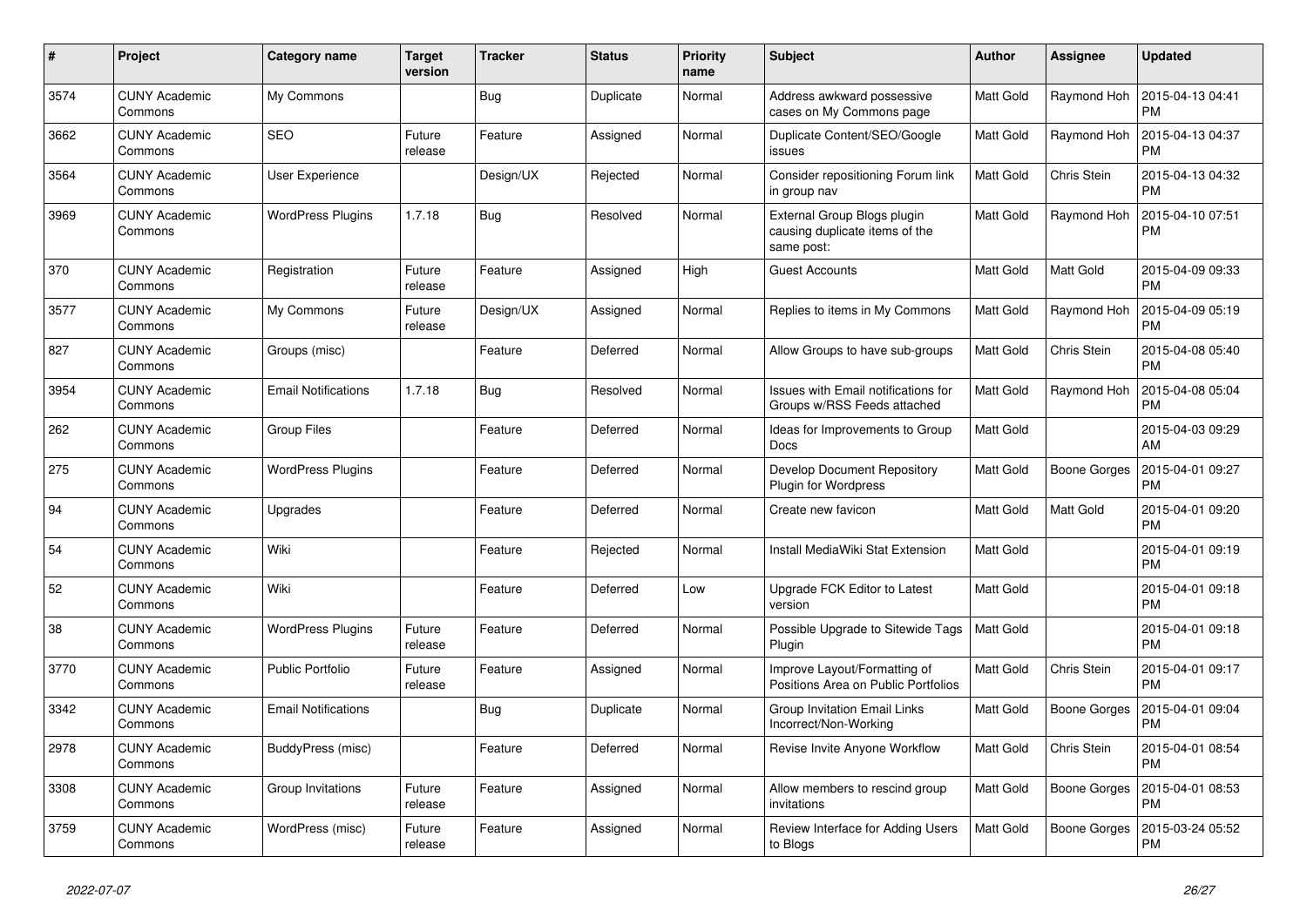| # | Project | Category name | Target version | Tracker | Status | Priority name | Subject | Author | Assignee | Updated |
|---|---|---|---|---|---|---|---|---|---|---|
| 3574 | CUNY Academic Commons | My Commons | | Bug | Duplicate | Normal | Address awkward possessive cases on My Commons page | Matt Gold | Raymond Hoh | 2015-04-13 04:41 PM |
| 3662 | CUNY Academic Commons | SEO | Future release | Feature | Assigned | Normal | Duplicate Content/SEO/Google issues | Matt Gold | Raymond Hoh | 2015-04-13 04:37 PM |
| 3564 | CUNY Academic Commons | User Experience | | Design/UX | Rejected | Normal | Consider repositioning Forum link in group nav | Matt Gold | Chris Stein | 2015-04-13 04:32 PM |
| 3969 | CUNY Academic Commons | WordPress Plugins | 1.7.18 | Bug | Resolved | Normal | External Group Blogs plugin causing duplicate items of the same post: | Matt Gold | Raymond Hoh | 2015-04-10 07:51 PM |
| 370 | CUNY Academic Commons | Registration | Future release | Feature | Assigned | High | Guest Accounts | Matt Gold | Matt Gold | 2015-04-09 09:33 PM |
| 3577 | CUNY Academic Commons | My Commons | Future release | Design/UX | Assigned | Normal | Replies to items in My Commons | Matt Gold | Raymond Hoh | 2015-04-09 05:19 PM |
| 827 | CUNY Academic Commons | Groups (misc) | | Feature | Deferred | Normal | Allow Groups to have sub-groups | Matt Gold | Chris Stein | 2015-04-08 05:40 PM |
| 3954 | CUNY Academic Commons | Email Notifications | 1.7.18 | Bug | Resolved | Normal | Issues with Email notifications for Groups w/RSS Feeds attached | Matt Gold | Raymond Hoh | 2015-04-08 05:04 PM |
| 262 | CUNY Academic Commons | Group Files | | Feature | Deferred | Normal | Ideas for Improvements to Group Docs | Matt Gold | | 2015-04-03 09:29 AM |
| 275 | CUNY Academic Commons | WordPress Plugins | | Feature | Deferred | Normal | Develop Document Repository Plugin for Wordpress | Matt Gold | Boone Gorges | 2015-04-01 09:27 PM |
| 94 | CUNY Academic Commons | Upgrades | | Feature | Deferred | Normal | Create new favicon | Matt Gold | Matt Gold | 2015-04-01 09:20 PM |
| 54 | CUNY Academic Commons | Wiki | | Feature | Rejected | Normal | Install MediaWiki Stat Extension | Matt Gold | | 2015-04-01 09:19 PM |
| 52 | CUNY Academic Commons | Wiki | | Feature | Deferred | Low | Upgrade FCK Editor to Latest version | Matt Gold | | 2015-04-01 09:18 PM |
| 38 | CUNY Academic Commons | WordPress Plugins | Future release | Feature | Deferred | Normal | Possible Upgrade to Sitewide Tags Plugin | Matt Gold | | 2015-04-01 09:18 PM |
| 3770 | CUNY Academic Commons | Public Portfolio | Future release | Feature | Assigned | Normal | Improve Layout/Formatting of Positions Area on Public Portfolios | Matt Gold | Chris Stein | 2015-04-01 09:17 PM |
| 3342 | CUNY Academic Commons | Email Notifications | | Bug | Duplicate | Normal | Group Invitation Email Links Incorrect/Non-Working | Matt Gold | Boone Gorges | 2015-04-01 09:04 PM |
| 2978 | CUNY Academic Commons | BuddyPress (misc) | | Feature | Deferred | Normal | Revise Invite Anyone Workflow | Matt Gold | Chris Stein | 2015-04-01 08:54 PM |
| 3308 | CUNY Academic Commons | Group Invitations | Future release | Feature | Assigned | Normal | Allow members to rescind group invitations | Matt Gold | Boone Gorges | 2015-04-01 08:53 PM |
| 3759 | CUNY Academic Commons | WordPress (misc) | Future release | Feature | Assigned | Normal | Review Interface for Adding Users to Blogs | Matt Gold | Boone Gorges | 2015-03-24 05:52 PM |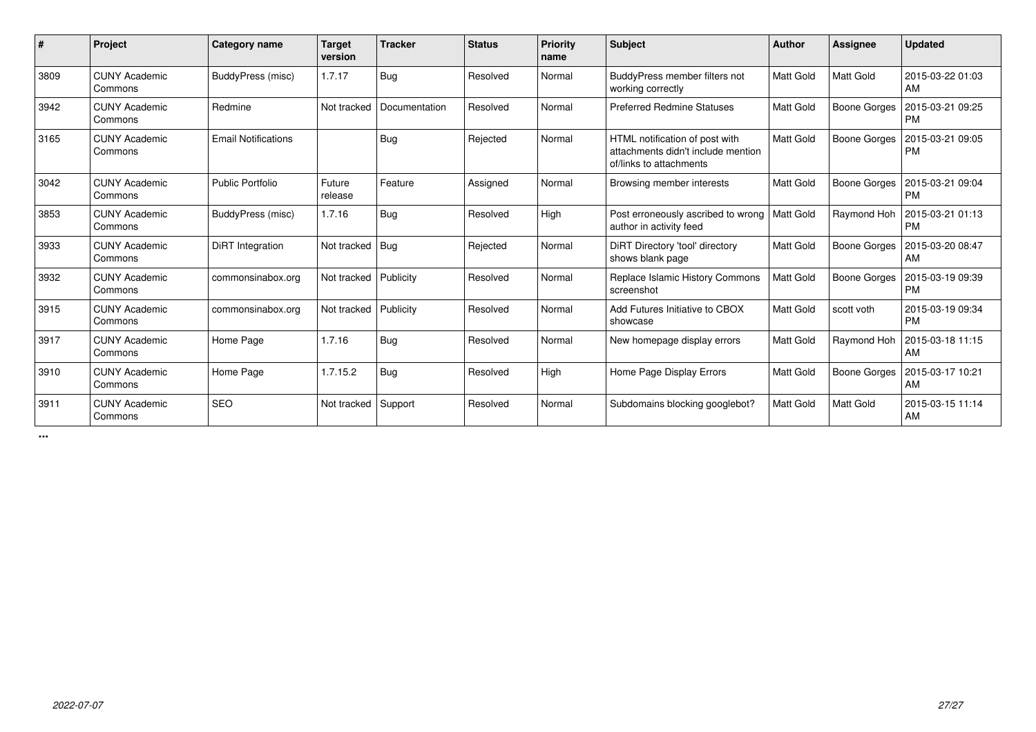| # | Project | Category name | Target version | Tracker | Status | Priority name | Subject | Author | Assignee | Updated |
|---|---|---|---|---|---|---|---|---|---|---|
| 3809 | CUNY Academic Commons | BuddyPress (misc) | 1.7.17 | Bug | Resolved | Normal | BuddyPress member filters not working correctly | Matt Gold | Matt Gold | 2015-03-22 01:03 AM |
| 3942 | CUNY Academic Commons | Redmine | Not tracked | Documentation | Resolved | Normal | Preferred Redmine Statuses | Matt Gold | Boone Gorges | 2015-03-21 09:25 PM |
| 3165 | CUNY Academic Commons | Email Notifications | | Bug | Rejected | Normal | HTML notification of post with attachments didn't include mention of/links to attachments | Matt Gold | Boone Gorges | 2015-03-21 09:05 PM |
| 3042 | CUNY Academic Commons | Public Portfolio | Future release | Feature | Assigned | Normal | Browsing member interests | Matt Gold | Boone Gorges | 2015-03-21 09:04 PM |
| 3853 | CUNY Academic Commons | BuddyPress (misc) | 1.7.16 | Bug | Resolved | High | Post erroneously ascribed to wrong author in activity feed | Matt Gold | Raymond Hoh | 2015-03-21 01:13 PM |
| 3933 | CUNY Academic Commons | DiRT Integration | Not tracked | Bug | Rejected | Normal | DiRT Directory 'tool' directory shows blank page | Matt Gold | Boone Gorges | 2015-03-20 08:47 AM |
| 3932 | CUNY Academic Commons | commonsinabox.org | Not tracked | Publicity | Resolved | Normal | Replace Islamic History Commons screenshot | Matt Gold | Boone Gorges | 2015-03-19 09:39 PM |
| 3915 | CUNY Academic Commons | commonsinabox.org | Not tracked | Publicity | Resolved | Normal | Add Futures Initiative to CBOX showcase | Matt Gold | scott voth | 2015-03-19 09:34 PM |
| 3917 | CUNY Academic Commons | Home Page | 1.7.16 | Bug | Resolved | Normal | New homepage display errors | Matt Gold | Raymond Hoh | 2015-03-18 11:15 AM |
| 3910 | CUNY Academic Commons | Home Page | 1.7.15.2 | Bug | Resolved | High | Home Page Display Errors | Matt Gold | Boone Gorges | 2015-03-17 10:21 AM |
| 3911 | CUNY Academic Commons | SEO | Not tracked | Support | Resolved | Normal | Subdomains blocking googlebot? | Matt Gold | Matt Gold | 2015-03-15 11:14 AM |

...